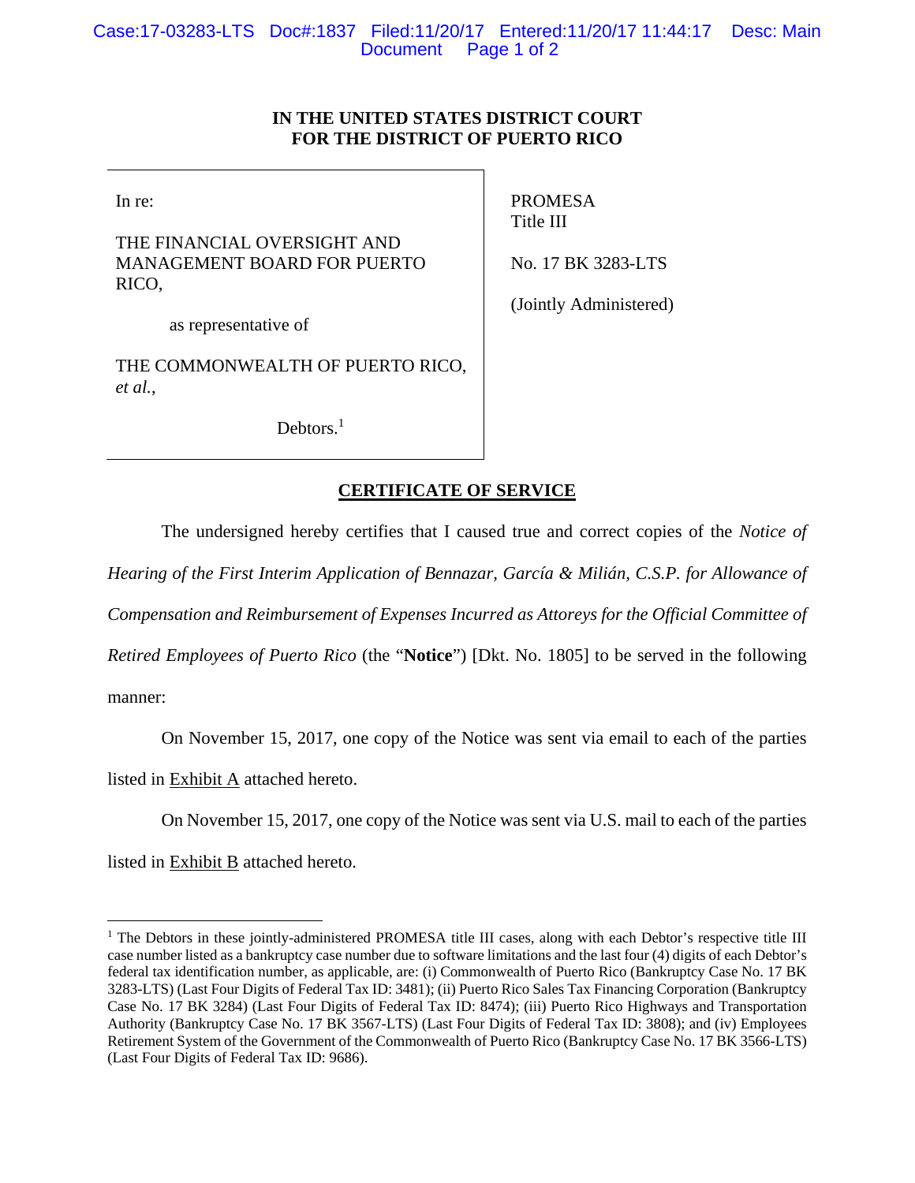# IN THE UNITED STATES DISTRICT COURT FOR THE DISTRICT OF PUERTO RICO

| | |
|---|---|
| In re:<br><br>THE FINANCIAL OVERSIGHT AND MANAGEMENT BOARD FOR PUERTO RICO,<br><br>as representative of<br><br>THE COMMONWEALTH OF PUERTO RICO, *et al.*,<br><br>Debtors.[1] | PROMESA Title III<br><br>No. 17 BK 3283-LTS<br><br>(Jointly Administered) |

## CERTIFICATE OF SERVICE

The undersigned hereby certifies that I caused true and correct copies of the *Notice of Hearing of the First Interim Application of Bennazar, García & Milián, C.S.P. for Allowance of Compensation and Reimbursement of Expenses Incurred as Attoreys for the Official Committee of Retired Employees of Puerto Rico* (the "**Notice**") [Dkt. No. 1805] to be served in the following manner:

On November 15, 2017, one copy of the Notice was sent via email to each of the parties listed in Exhibit A attached hereto.

On November 15, 2017, one copy of the Notice was sent via U.S. mail to each of the parties listed in Exhibit B attached hereto.

[1] The Debtors in these jointly-administered PROMESA title III cases, along with each Debtor's respective title III case number listed as a bankruptcy case number due to software limitations and the last four (4) digits of each Debtor's federal tax identification number, as applicable, are: (i) Commonwealth of Puerto Rico (Bankruptcy Case No. 17 BK 3283-LTS) (Last Four Digits of Federal Tax ID: 3481); (ii) Puerto Rico Sales Tax Financing Corporation (Bankruptcy Case No. 17 BK 3284) (Last Four Digits of Federal Tax ID: 8474); (iii) Puerto Rico Highways and Transportation Authority (Bankruptcy Case No. 17 BK 3567-LTS) (Last Four Digits of Federal Tax ID: 3808); and (iv) Employees Retirement System of the Government of the Commonwealth of Puerto Rico (Bankruptcy Case No. 17 BK 3566-LTS) (Last Four Digits of Federal Tax ID: 9686).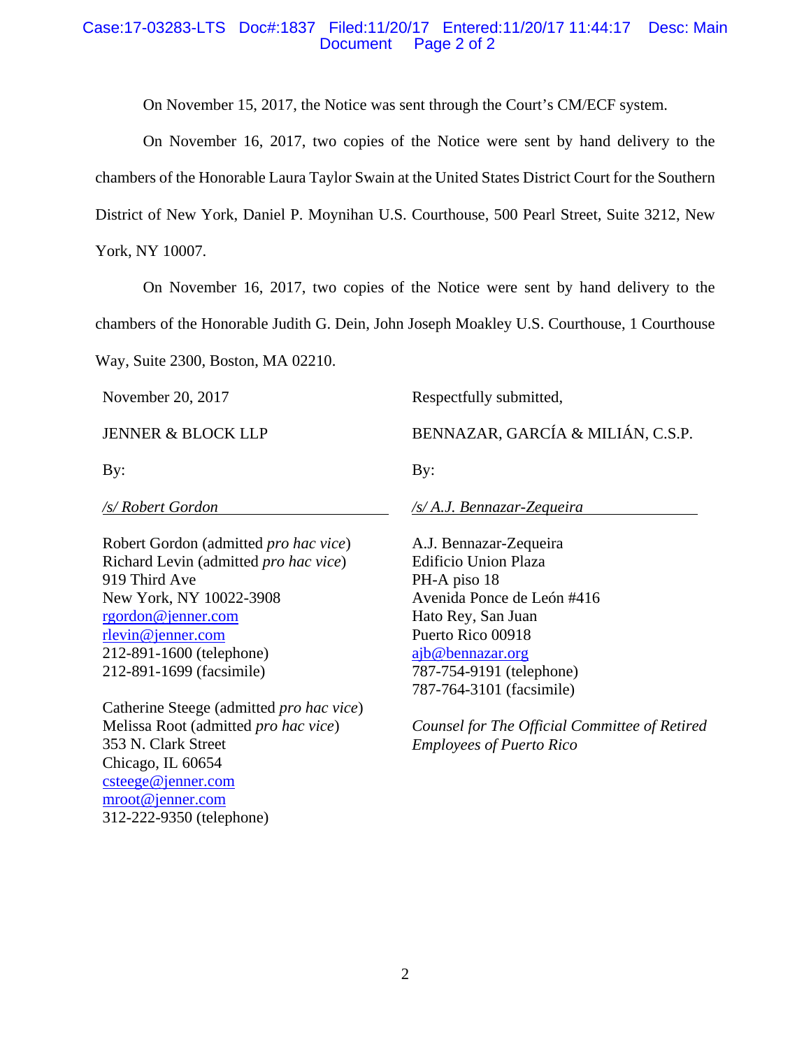On November 15, 2017, the Notice was sent through the Court's CM/ECF system.

On November 16, 2017, two copies of the Notice were sent by hand delivery to the chambers of the Honorable Laura Taylor Swain at the United States District Court for the Southern District of New York, Daniel P. Moynihan U.S. Courthouse, 500 Pearl Street, Suite 3212, New York, NY 10007.

On November 16, 2017, two copies of the Notice were sent by hand delivery to the chambers of the Honorable Judith G. Dein, John Joseph Moakley U.S. Courthouse, 1 Courthouse Way, Suite 2300, Boston, MA 02210.

November 20, 2017

JENNER & BLOCK LLP

By:

*/s/ Robert Gordon*

Robert Gordon (admitted *pro hac vice*)
Richard Levin (admitted *pro hac vice*)
919 Third Ave
New York, NY 10022-3908
rgordon@jenner.com
rlevin@jenner.com
212-891-1600 (telephone)
212-891-1699 (facsimile)

Catherine Steege (admitted *pro hac vice*)
Melissa Root (admitted *pro hac vice*)
353 N. Clark Street
Chicago, IL 60654
csteege@jenner.com
mroot@jenner.com
312-222-9350 (telephone)

Respectfully submitted,

BENNAZAR, GARCÍA & MILIÁN, C.S.P.

By:

*/s/ A.J. Bennazar-Zequeira*

A.J. Bennazar-Zequeira
Edificio Union Plaza
PH-A piso 18
Avenida Ponce de León #416
Hato Rey, San Juan
Puerto Rico 00918
ajb@bennazar.org
787-754-9191 (telephone)
787-764-3101 (facsimile)

*Counsel for The Official Committee of Retired Employees of Puerto Rico*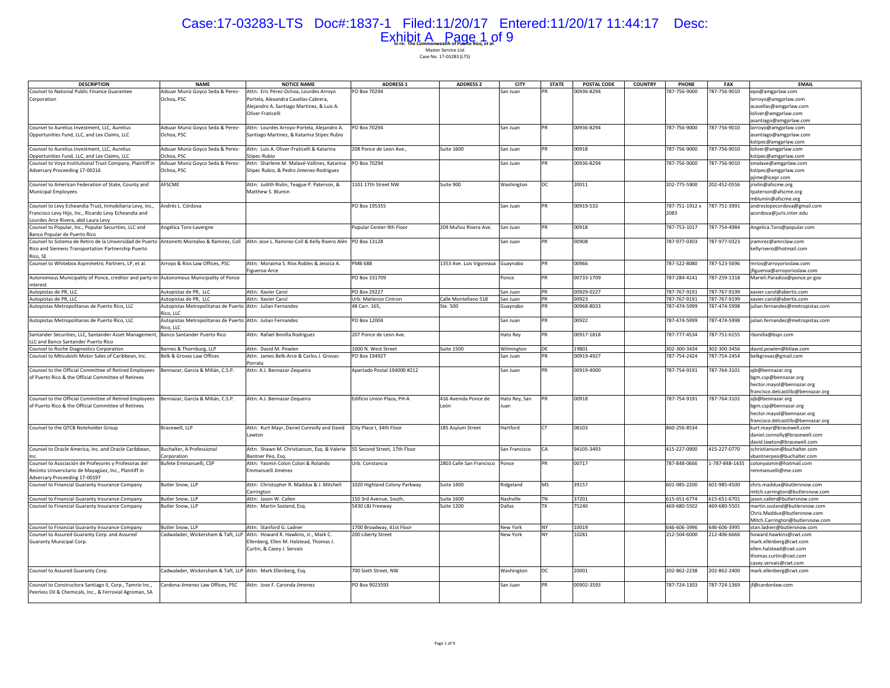In re: The Commonwealth of Puerto Rico, et al.
Master Service List
Case No. 17-03283 (LTS)

| DESCRIPTION | NAME | NOTICE NAME | ADDRESS 1 | ADDRESS 2 | CITY | STATE | POSTAL CODE | COUNTRY | PHONE | FAX | EMAIL |
|---|---|---|---|---|---|---|---|---|---|---|---|
| Counsel to National Public Finance Guarantee Corporation | Adsuar Muniz Goyco Seda & Perez-Ochoa, PSC | Attn: Eric Pérez-Ochoa, Lourdes Arroyo Portela, Alexandra Casellas-Cabrera, Alejandro A. Santiago Martinez, & Luis A. Oliver Fraticelli | PO Box 70294 | | San Juan | PR | 00936-8294 | | 787-756-9000 | 787-756-9010 | epo@amgprlaw.com larroyo@amgprlaw.com acasellas@amgprlaw.com loliver@amgprlaw.com asantiago@amgprlaw.com |
| Counsel to Aurelius Investment, LLC, Aurelius Opportunities Fund, LLC, and Lex Claims, LLC | Adsuar Muniz Goyco Seda & Perez-Ochoa, PSC | Attn: Lourdes Arroyo-Portela, Alejandro A. Santiago Martinez, & Katarina Stipec Rubio | PO Box 70294 | | San Juan | PR | 00936-8294 | | 787-756-9000 | 787-756-9010 | larroyo@amgprlaw.com asantiago@amgprlaw.com kstipec@amgprlaw.com |
| Counsel to Aurelius Investment, LLC, Aurelius Opportunities Fund, LLC, and Lex Claims, LLC | Adsuar Muniz Goyco Seda & Perez-Ochoa, PSC | Attn: Luis A. Oliver-Fraticelli & Katarina Stipec-Rubio | 208 Ponce de Leon Ave., | Suite 1600 | San Juan | PR | 00918 | | 787-756-9000 | 787-756-9010 | loliver@amgprlaw.com kstipec@amgprlaw.com |
| Counsel to Voya Institutional Trust Company, Plaintiff in Adversary Proceeding 17-00216 | Adsuar Muniz Goyco Seda & Perez-Ochoa, PSC | Attn: Sharlene M. Malavé-Vallines, Katarina Stipec Rubio, & Pedro Jimenez-Rodriguez | PO Box 70294 | | San Juan | PR | 00936-8294 | | 787-756-9000 | 787-756-9010 | smalave@amgprlaw.com kstipec@amgprlaw.com pjime@icepr.com |
| Counsel to American Federation of State, County and Municipal Employees | AFSCME | Attn: Judith Rivlin, Teague P. Paterson, & Matthew S. Blumin | 1101 17th Street NW | Suite 900 | Washington | DC | 20011 | | 202-775-5900 | 202-452-0556 | jrivlin@afscme.org tpaterson@afscme.org mblumin@afscme.org |
| Counsel to Levy Echeandia Trust, Inmobiliaria Levy, inc., Francisco Levy Hijo, Inc., Ricardo Levy Echeandia and Lourdes Arce Rivera, abd Laura Levy | Andrés L. Córdova | | PO Box 195355 | | San Juan | PR | 00919-533 | | 787-751-1912 x 2083 | 787-751-3991 | andreslopecordova@gmail.com acordova@juris.inter.edu |
| Counsel to Popular, Inc., Popular Securities, LLC and Banco Popular de Puerto Rico | Angélica Toro-Lavergne | | Popular Center-9th Floor | 209 Muñoz Rivera Ave. | San Juan | PR | 00918 | | 787-753-1017 | 787-754-4984 | Angelica.Toro@popular.com |
| Counsel to Sistema de Retiro de la Universidad de Puerto Rico and Siemens Transportation Partnership Puerto Rico, SE | Antonetti Montalvo & Ramirez, Coll | Attn: Jose L. Ramirez-Coll & Kelly Rivero Alén | PO Box 13128 | | San Juan | PR | 00908 | | 787-977-0303 | 787-977-0323 | jramirez@amrclaw.com kellyrivero@hotmail.com |
| Counsel to Whitebox Asymmetric Partners, LP, et al. | Arroyo & Rios Law Offices, PSC | Attn: Moraima S. Ríos Robles & Jessica A. Figueroa-Arce | PMB 688 | 1353 Ave. Luis Vigoreaux | Guaynabo | PR | 00966 | | 787-522-8080 | 787-523-5696 | mrios@arroyorioslaw.com jfigueroa@arroyorioslaw.com |
| Autonomous Municipality of Ponce, creditor and party-in-interest | Autonomous Municipality of Ponce | | PO Box 331709 | | Ponce | PR | 00733-1709 | | 787-284-4141 | 787-259-1318 | Marieli.Paradizo@ponce.pr.gov |
| Autopistas de PR, LLC | Autopistas de PR, LLC | Attn: Xavier Carol | PO Box 29227 | | San Juan | PR | 00929-0227 | | 787-767-9191 | 787-767-9199 | xavier.carol@abertis.com |
| Autopistas de PR, LLC | Autopistas de PR, LLC | Attn: Xavier Carol | Urb. Matienzo Cintron | Calle Montellano 518 | San Juan | PR | 00923 | | 787-767-9191 | 787-767-9199 | xavier.carol@abertis.com |
| Autopistas Metropolitanas de Puerto Rico, LLC | Autopistas Metropolitanas de Puerto Rico, LLC | Attn: Julian Fernandez | 48 Carr. 165, | Ste. 500 | Guaynabo | PR | 00968-8033 | | 787-474-5999 | 787-474-5998 | julian.fernandez@metropistas.com |
| Autopistas Metropolitanas de Puerto Rico, LLC | Autopistas Metropolitanas de Puerto Rico, LLC | Attn: Julian Fernandez | PO Box 12004 | | San Juan | PR | 00922 | | 787-474-5999 | 787-474-5998 | julian.fernandez@metropistas.com |
| Santander Securities, LLC, Santander Asset Management, LLC and Banco Santander Puerto Rico | Banco Santander Puerto Rico | Attn: Rafael Bonilla Rodriguez | 207 Ponce de Leon Ave. | | Hato Rey | PR | 00917-1818 | | 787-777-4534 | 787-751-6155 | rbonilla@bspr.com |
| Counsel to Roche Diagnostics Corporation | Barnes & Thornburg, LLP | Attn: David M. Powlen | 1000 N. West Street | Suite 1500 | Wilmington | DE | 19801 | | 302-300-3434 | 302-300-3456 | david.powlen@btlaw.com |
| Counsel to Mitsubishi Motor Sales of Caribbean, Inc. | Belk & Grovas Law Offices | Attn: James Belk-Arce & Carlos J. Grovas-Porrata | PO Box 194927 | | San Juan | PR | 00919-4927 | | 787-754-2424 | 787-754-2454 | belkgrovas@gmail.com |
| Counsel to the Official Committee of Retired Employees of Puerto Rico & the Official Committee of Retirees | Bennazar, García & Milián, C.S.P. | Attn: A.J. Bennazar-Zequeira | Apartado Postal 194000 #212 | | San Juan | PR | 00919-4000 | | 787-754-9191 | 787-764-3101 | ajb@bennazar.org bgm.csp@bennazar.org hector.mayol@bennazar.org francisco.delcastillo@bennazar.org |
| Counsel to the Official Committee of Retired Employees of Puerto Rico & the Official Committee of Retirees | Bennazar, García & Milián, C.S.P. | Attn: A.J. Bennazar-Zequeira | Edificio Union Plaza, PH-A | 416 Avenida Ponce de León | Hato Rey, San Juan | PR | 00918 | | 787-754-9191 | 787-764-3101 | ajb@bennazar.org bgm.csp@bennazar.org hector.mayol@bennazar.org francisco.delcastillo@bennazar.org |
| Counsel to the QTCB Noteholder Group | Bracewell, LLP | Attn: Kurt Mayr, Daniel Connolly and David Lawton | City Place I, 34th Floor | 185 Asylum Street | Hartford | CT | 06103 | | 860-256-8534 | | kurt.mayr@bracewell.com daniel.connolly@bracewell.com david.lawton@bracewell.com |
| Counsel to Oracle America, Inc. and Oracle Caribbean, Inc. | Buchalter, A Professional Corporation | Attn: Shawn M. Christianson, Esq. & Valerie Bantner Peo, Esq. | 55 Second Street, 17th Floor | | San Francisco | CA | 94105-3493 | | 415-227-0900 | 415-227-0770 | schristianson@buchalter.com vbantnerpeo@buchalter.com |
| Counsel to Asociación de Profesores y Profesoras del Recinto Universitario de Mayagüez, Inc., Plaintiff in Adversary Proceeding 17-00197 | Bufete Emmanuelli, CSP | Attn: Yasmin Colon Colon & Rolando Emmanuelli Jiménez | Urb. Constancia | 2803 Calle San Francisco | Ponce | PR | 00717 | | 787-848-0666 | 1-787-848-1435 | colonyasmin@hotmail.com remmanuelli@me.com |
| Counsel to Financial Guaranty Insurance Company | Butler Snow, LLP | Attn: Christopher R. Maddux & J. Mitchell Carrington | 1020 Highland Colony Parkway | Suite 1400 | Ridgeland | MS | 39157 | | 601-985-2200 | 601-985-4500 | chris.maddux@butlersnow.com mitch.carrington@butlersnow.com |
| Counsel to Financial Guaranty Insurance Company | Butler Snow, LLP | Attn: Jason W. Callen | 150 3rd Avenue, South, | Suite 1600 | Nashville | TN | 37201 | | 615-651-6774 | 615-651-6701 | jason.callen@butlersnow.com |
| Counsel to Financial Guaranty Insurance Company | Butler Snow, LLP | Attn: Martin Sosland, Esq. | 5430 LBJ Freeway | Suite 1200 | Dallas | TX | 75240 | | 469-680-5502 | 469-680-5501 | martin.sosland@butlersnow.com Chris.Maddux@butlersnow.com Mitch.Carrington@butlersnow.com |
| Counsel to Financial Guaranty Insurance Company | Butler Snow, LLP | Attn: Stanford G. Ladner | 1700 Broadway, 41st Floor | | New York | NY | 10019 | | 646-606-3996 | 646-606-3995 | stan.ladner@butlersnow.com |
| Counsel to Assured Guaranty Corp. and Assured Guaranty Municipal Corp. | Cadwalader, Wickersham & Taft, LLP | Attn: Howard R. Hawkins, Jr., Mark C. Ellenberg, Ellen M. Halstead, Thomas J. Curtin, & Casey J. Servais | 200 Liberty Street | | New York | NY | 10281 | | 212-504-6000 | 212-406-6666 | howard.hawkins@cwt.com mark.ellenberg@cwt.com ellen.halstead@cwt.com thomas.curtin@cwt.com casey.servais@cwt.com |
| Counsel to Assured Guaranty Corp. | Cadwalader, Wickersham & Taft, LLP | Attn: Mark Ellenberg, Esq. | 700 Sixth Street, NW | | Washington | DC | 20001 | | 202-862-2238 | 202-862-2400 | mark.ellenberg@cwt.com |
| Counsel to Constructora Santiago II, Corp., Tamrio Inc., Peerless Oil & Chemicals, Inc., & Ferrovial Agroman, SA | Cardona-Jimenez Law Offices, PSC | Attn: Jose F. Caronda Jimenez | PO Box 9023593 | | San Juan | PR | 00902-3593 | | 787-724-1303 | 787-724-1369 | jf@cardonlaw.com |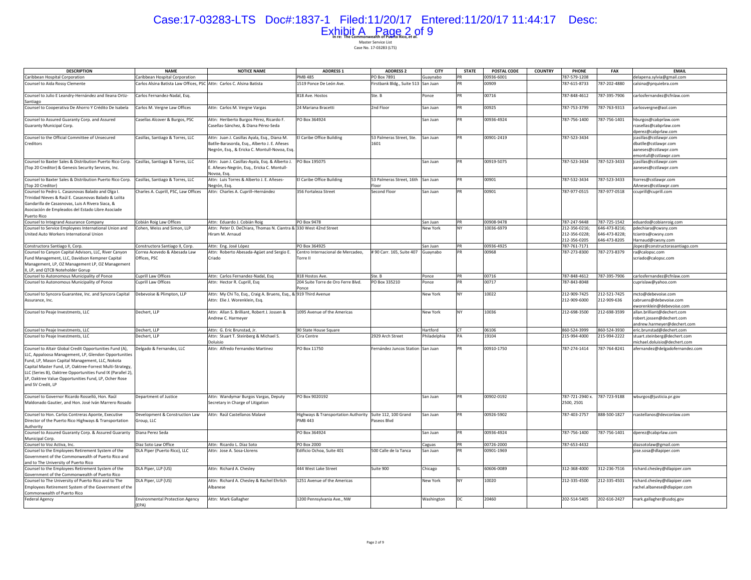In re: The Commonwealth of Puerto Rico, et al.
Master Service List
Case No. 17-03283 (LTS)

| DESCRIPTION | NAME | NOTICE NAME | ADDRESS 1 | ADDRESS 2 | CITY | STATE | POSTAL CODE | COUNTRY | PHONE | FAX | EMAIL |
|---|---|---|---|---|---|---|---|---|---|---|---|
| Caribbean Hospital Corporation | Caribbean Hospital Corporation | | PMB 485 | PO Box 7891 | Guaynabo | PR | 00936-6001 | | 787-579-1208 | | delapena.sylvia@gmail.com |
| Counsel to Aida Rossy Clemente | Carlos Alsina Batista Law Offices, PSC | Attn: Carlos C. Alsina Batista | 1519 Ponce De León Ave. | Firstbank Bldg., Suite 513 | San Juan | PR | 00909 | | 787-615-8733 | 787-202-4880 | calsina@prquiebra.com |
| Counsel to Julio E Leandry-Hernández and Ileana Ortiz-Santiago | Carlos Fernandez-Nadal, Esq. | | 818 Ave. Hostos | Ste. B | Ponce | PR | 00716 | | 787-848-4612 | 787-395-7906 | carlosfernandez@cfnlaw.com |
| Counsel to Cooperativa De Ahorro Y Crédito De Isabela | Carlos M. Vergne Law Offices | Attn: Carlos M. Vergne Vargas | 24 Mariana Bracetti | 2nd Floor | San Juan | PR | 00925 | | 787-753-3799 | 787-763-9313 | carlosvergne@aol.com |
| Counsel to Assured Guaranty Corp. and Assured Guaranty Municipal Corp. | Casellas Alcover & Burgos, PSC | Attn: Heriberto Burgos Pérez, Ricardo F. Casellas-Sánchez, & Diana Pérez-Seda | PO Box 364924 | | San Juan | PR | 00936-4924 | | 787-756-1400 | 787-756-1401 | hburgos@cabprlaw.com<br>rcasellas@cabprlaw.com<br>dperez@cabprlaw.com |
| Counsel to the Official Committee of Unsecured Creditors | Casillas, Santiago & Torres, LLC | Attn: Juan J. Casillas Ayala, Esq., Diana M. Batlle-Barasorda, Esq., Alberto J. E. Añeses Negrón, Esq., & Ericka C. Montull-Novoa, Esq. | El Caribe Office Building | 53 Palmeras Street, Ste. 1601 | San Juan | PR | 00901-2419 | | 787-523-3434 | | jcasillas@cstlawpr.com<br>dbatlle@cstlawpr.com<br>aaneses@cstlawpr.com<br>emontull@cstlawpr.com |
| Counsel to Baxter Sales & Distribution Puerto Rico Corp. (Top 20 Creditor) & Genesis Security Services, Inc. | Casillas, Santiago & Torres, LLC | Attn: Juan J. Casillas-Ayala, Esq. & Alberto J. E. Añeses-Negrón, Esq., Ericka C. Montull-Novoa, Esq. | PO Box 195075 | | San Juan | PR | 00919-5075 | | 787-523-3434 | 787-523-3433 | jcasillas@cstlawpr.com<br>aaneses@cstlawpr.com |
| Counsel to Baxter Sales & Distribution Puerto Rico Corp. (Top 20 Creditor) | Casillas, Santiago & Torres, LLC | Attn: Luis Torres & Alberto J. E. Añeses-Negrón, Esq. | El Caribe Office Building | 53 Palmeras Street, 16th Floor | San Juan | PR | 00901 | | 787-532-3434 | 787-523-3433 | ltorres@cstlawpr.com<br>AAneses@cstlawpr.com |
| Counsel to Pedro L. Casasnovas Balado and Olga I. Trinidad Nieves & Raúl E. Casasnovas Balado & Lolita Gandarilla de Casasnovas, Luis A Rivera Siaca, & Asociación de Empleados del Estado Libre Asociade Puerto Rico | Charles A. Cuprill, PSC, Law Offices | Attn: Charles A. Cuprill–Hernández | 356 Fortaleza Street | Second Floor | San Juan | PR | 00901 | | 787-977-0515 | 787-977-0518 | ccuprill@cuprill.com |
| Counsel to Integrand Assurance Company | Cobián Roig Law Offices | Attn: Eduardo J. Cobián Roig | PO Box 9478 | | San Juan | PR | 00908-9478 | | 787-247-9448 | 787-725-1542 | eduardo@cobianroig.com |
| Counsel to Service Employees International Union and United Auto Workers International Union | Cohen, Weiss and Simon, LLP | Attn: Peter D. DeChiara, Thomas N. Ciantra & Hiram M. Arnaud | 330 West 42nd Street | | New York | NY | 10036-6979 | | 212-356-0216;<br>212-356-0228;<br>212-356-0205 | 646-473-8216;<br>646-473-8228;<br>646-473-8205 | pdechiara@cwsny.com<br>tciantra@cwsny.com<br>Harnaud@cwsny.com |
| Constructora Santiago II, Corp. | Constructora Santiago II, Corp. | Attn: Eng. José López | PO Box 364925 | | San Juan | PR | 00936-4925 | | 787-761-7171 | | jlopez@constructorasantiago.com |
| Counsel to Canyon Capital Advisors, LLC, River Canyon Fund Management, LLC, Davidson Kempner Capital Management, LP, OZ Management LP, OZ Management II, LP, and QTCB Noteholder Gorup | Correa Acevedo & Abesada Law Offices, PSC | Attn: Roberto Abesada-Agüet and Sergio E. Criado | Centro Internacional de Mercadeo, Torre II | # 90 Carr. 165, Suite 407 | Guaynabo | PR | 00968 | | 787-273-8300 | 787-273-8379 | ra@calopsc.com<br>scriado@calopsc.com |
| Counsel to Autonomous Municipality of Ponce | Cuprill Law Offices | Attn: Carlos Fernandez-Nadal, Esq | 818 Hostos Ave. | Ste. B | Ponce | PR | 00716 | | 787-848-4612 | 787-395-7906 | carlosfernandez@cfnlaw.com |
| Counsel to Autonomous Municipality of Ponce | Cuprill Law Offices | Attn: Hector R. Cuprill, Esq | 204 Suite Torre de Oro Ferre Blvd. Ponce | PO Box 335210 | Ponce | PR | 00717 | | 787-843-8048 | | cuprislaw@yahoo.com |
| Counsel to Syncora Guarantee, Inc. and Syncora Capital Assurance, Inc. | Debevoise & Plimpton, LLP | Attn: My Chi To, Esq., Craig A. Bruens, Esq., & Attn: Elie J. Worenklein, Esq. | 919 Third Avenue | | New York | NY | 10022 | | 212-909-7425<br>212-909-6000 | 212-521-7425<br>212-909-636 | mcto@debevoise.com<br>cabruens@debevoise.com<br>eworenklein@debevoise.com |
| Counsel to Peaje Investments, LLC | Dechert, LLP | Attn: Allan S. Brilliant, Robert J. Jossen & Andrew C. Harmeyer | 1095 Avenue of the Americas | | New York | NY | 10036 | | 212-698-3500 | 212-698-3599 | allan.brilliant@dechert.com<br>robert.jossen@dechert.com<br>andrew.harmeyer@dechert.com |
| Counsel to Peaje Investments, LLC | Dechert, LLP | Attn: G. Eric Brunstad, Jr. | 90 State House Square | | Hartford | CT | 06106 | | 860-524-3999 | 860-524-3930 | eric.brunstad@dechert.com |
| Counsel to Peaje Investments, LLC | Dechert, LLP | Attn: Stuart T. Steinberg & Michael S. Doluisio | Cira Centre | 2929 Arch Street | Philadelphia | PA | 19104 | | 215-994-4000 | 215-994-2222 | stuart.steinberg@dechert.com<br>michael.doluisio@dechert.com |
| Counsel to Altair Global Credit Opportunities Fund (A), LLC, Appaloosa Management, LP, Glendon Opportunities Fund, LP, Mason Capital Management, LLC, Nokota Capital Master Fund, LP, Oaktree-Forrest Multi-Strategy, LLC (Series B), Oaktree Opportunities Fund IX (Parallel 2), LP, Oaktree Value Opportunities Fund, LP, Ocher Rose and SV Credit, LP | Delgado & Fernandez, LLC | Attn: Alfredo Fernandez Martinez | PO Box 11750 | Fernández Juncos Station | San Juan | PR | 00910-1750 | | 787-274-1414 | 787-764-8241 | afernandez@delgadofernandez.com |
| Counsel to Governor Ricardo Rosselló, Hon. Raúl Maldonado Gautier, and Hon. José Iván Marrero Rosado | Department of Justice | Attn: Wandymar Burgos Vargas, Deputy Secretary in Charge of Litigation | PO Box 9020192 | | San Juan | PR | 00902-0192 | | 787-721-2940 x. 2500, 2501 | 787-723-9188 | wburgos@justicia.pr.gov |
| Counsel to Hon. Carlos Contreras Aponte, Executive Director of the Puerto Rico Highways & Transportation Authority | Development & Construction Law Group, LLC | Attn: Raúl Castellanos Malavé | Highways & Transportation Authority PMB 443 | Suite 112, 100 Grand Paseos Blvd | San Juan | PR | 00926-5902 | | 787-403-2757 | 888-500-1827 | rcastellanos@devconlaw.com |
| Counsel to Assured Guaranty Corp. & Assured Guaranty Municipal Corp. | Diana Perez Seda | | PO Box 364924 | | San Juan | PR | 00936-4924 | | 787-756-1400 | 787-756-1401 | dperez@cabprlaw.com |
| Counsel to Voz Activa, Inc. | Diaz Soto Law Office | Attn: Ricardo L. Díaz Soto | PO Box 2000 | | Caguas | PR | 00726-2000 | | 787-653-4432 | | diazsotolaw@gmail.com |
| Counsel to the Employees Retirement System of the Government of the Commonwealth of Puerto Rico and and to The University of Puerto Rico | DLA Piper (Puerto Rico), LLC | Attn: Jose A. Sosa-Llorens | Edificio Ochoa, Suite 401 | 500 Calle de la Tanca | San Juan | PR | 00901-1969 | | | | jose.sosa@dlapiper.com |
| Counsel to the Employees Retirement System of the Government of the Commonwealth of Puerto Rico | DLA Piper, LLP (US) | Attn: Richard A. Chesley | 444 West Lake Street | Suite 900 | Chicago | IL | 60606-0089 | | 312-368-4000 | 312-236-7516 | richard.chesley@dlapiper.com |
| Counsel to The University of Puerto Rico and to The Employees Retirement System of the Government of the Commonwealth of Puerto Rico | DLA Piper, LLP (US) | Attn: Richard A. Chesley & Rachel Ehrlich Albanese | 1251 Avenue of the Americas | | New York | NY | 10020 | | 212-335-4500 | 212-335-4501 | richard.chesley@dlapiper.com<br>rachel.albanese@dlapiper.com |
| Federal Agency | Environmental Protection Agency (EPA) | Attn: Mark Gallagher | 1200 Pennsylvania Ave., NW | | Washington | DC | 20460 | | 202-514-5405 | 202-616-2427 | mark.gallagher@usdoj.gov |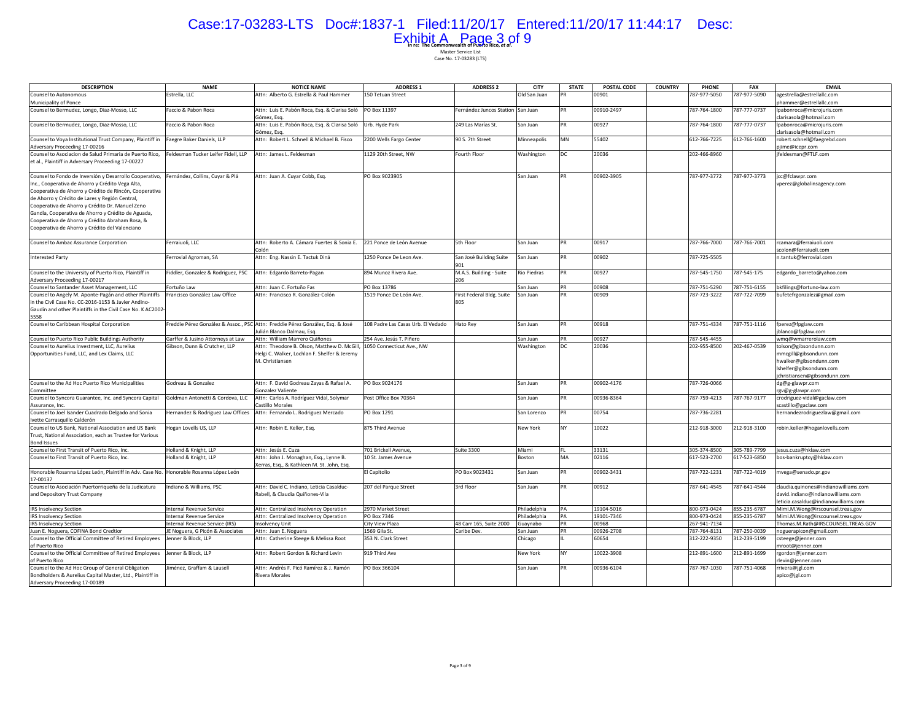**In re: The Commonwealth of Puerto Rico, *et al.***
Master Service List
Case No. 17-03283 (LTS)

| DESCRIPTION | NAME | NOTICE NAME | ADDRESS 1 | ADDRESS 2 | CITY | STATE | POSTAL CODE | COUNTRY | PHONE | FAX | EMAIL |
|---|---|---|---|---|---|---|---|---|---|---|---|
| Counsel to Autonomous Municipality of Ponce | Estrella, LLC | Attn: Alberto G. Estrella & Paul Hammer | 150 Tetuan Street | | Old San Juan | PR | 00901 | | 787-977-5050 | 787-977-5090 | agestrella@estrellallc.com phammer@estrellallc.com |
| Counsel to Bermudez, Longo, Diaz-Mosso, LLC | Faccio & Pabon Roca | Attn: Luis E. Pabón Roca, Esq. & Clarisa Soló Gómez, Esq. | PO Box 11397 | Fernández Juncos Station | San Juan | PR | 00910-2497 | | 787-764-1800 | 787-777-0737 | lpabonroca@microjuris.com clarisasola@hotmail.com |
| Counsel to Bermudez, Longo, Diaz-Mosso, LLC | Faccio & Pabon Roca | Attn: Luis E. Pabón Roca, Esq. & Clarisa Soló Gómez, Esq. | Urb. Hyde Park | 249 Las Marías St. | San Juan | PR | 00927 | | 787-764-1800 | 787-777-0737 | lpabonroca@microjuris.com clarisasola@hotmail.com |
| Counsel to Voya Institutional Trust Company, Plaintiff in Adversary Proceeding 17-00216 | Faegre Baker Daniels, LLP | Attn: Robert L. Schnell & Michael B. Fisco | 2200 Wells Fargo Center | 90 S. 7th Street | Minneapolis | MN | 55402 | | 612-766-7225 | 612-766-1600 | robert.schnell@faegrebd.com pjime@icepr.com |
| Counsel to Asociacion de Salud Primaria de Puerto Rico, et al., Plaintiff in Adversary Proceeding 17-00227 | Feldesman Tucker Leifer Fidell, LLP | Attn: James L. Feldesman | 1129 20th Street, NW | Fourth Floor | Washington | DC | 20036 | | 202-466-8960 | | jfeldesman@FTLF.com |
| Counsel to Fondo de Inversión y Desarrollo Cooperativo, Inc., Cooperativa de Ahorro y Crédito Vega Alta, Cooperativa de Ahorro y Crédito de Rincón, Cooperativa de Ahorro y Crédito de Lares y Región Central, Cooperativa de Ahorro y Crédito Dr. Manuel Zeno Gandía, Cooperativa de Ahorro y Crédito de Aguada, Cooperativa de Ahorro y Crédito Abraham Rosa, & Cooperativa de Ahorro y Crédito del Valenciano | Fernández, Collins, Cuyar & Plá | Attn: Juan A. Cuyar Cobb, Esq. | PO Box 9023905 | | San Juan | PR | 00902-3905 | | 787-977-3772 | 787-977-3773 | jcc@fclawpr.com vperez@globalinsagency.com |
| Counsel to Ambac Assurance Corporation | Ferraiuoli, LLC | Attn: Roberto A. Cámara Fuertes & Sonia E. Colón | 221 Ponce de León Avenue | 5th Floor | San Juan | PR | 00917 | | 787-766-7000 | 787-766-7001 | rcamara@ferraiuoli.com scolon@ferraiuoli.com |
| Interested Party | Ferrovial Agroman, SA | Attn: Eng. Nassin E. Tactuk Diná | 1250 Ponce De Leon Ave. | San José Building Suite 901 | San Juan | PR | 00902 | | 787-725-5505 | | n.tantuk@ferrovial.com |
| Counsel to the University of Puerto Rico, Plaintiff in Adversary Proceeding 17-00217 | Fiddler, Gonzalez & Rodriguez, PSC | Attn: Edgardo Barreto-Pagan | 894 Munoz Rivera Ave. | M.A.S. Building - Suite 206 | Rio Piedras | PR | 00927 | | 787-545-1750 | 787-545-175 | edgardo_barreto@yahoo.com |
| Counsel to Santander Asset Management, LLC | Fortuño Law | Attn: Juan C. Fortuño Fas | PO Box 13786 | | San Juan | PR | 00908 | | 787-751-5290 | 787-751-6155 | bkfilings@fortuno-law.com |
| Counsel to Angely M. Aponte-Pagán and other Plaintiffs in the Civil Case No. CC-2016-1153 & Javier Andino-Gaudín and other Plaintiffs in the Civil Case No. K AC2002-5558 | Francisco González Law Office | Attn: Francisco R. González-Colón | 1519 Ponce De León Ave. | First Federal Bldg. Suite 805 | San Juan | PR | 00909 | | 787-723-3222 | 787-722-7099 | bufetefrgonzalez@gmail.com |
| Counsel to Caribbean Hospital Corporation | Freddie Pérez González & Assoc., PSC | Attn: Freddie Pérez González, Esq. & José Julián Blanco Dalmau, Esq. | 108 Padre Las Casas Urb. El Vedado | Hato Rey | San Juan | PR | 00918 | | 787-751-4334 | 787-751-1116 | fperez@fpglaw.com jblanco@fpglaw.com |
| Counsel to Puerto Rico Public Buildings Authority | Garffer & Jusino Attorneys at Law | Attn: William Marrero Quiñones | 254 Ave. Jesús T. Piñero | | San Juan | PR | 00927 | | 787-545-4455 | | wmq@wmarrerolaw.com |
| Counsel to Aurelius Investment, LLC, Aurelius Opportunities Fund, LLC, and Lex Claims, LLC | Gibson, Dunn & Crutcher, LLP | Attn: Theodore B. Olson, Matthew D. McGill, Helgi C. Walker, Lochlan F. Shelfer & Jeremy M. Christiansen | 1050 Connecticut Ave., NW | | Washington | DC | 20036 | | 202-955-8500 | 202-467-0539 | tolson@gibsondunn.com mmcgill@gibsondunn.com hwalker@gibsondunn.com lshelfer@gibsondunn.com jchristiansen@gibsondunn.com |
| Counsel to the Ad Hoc Puerto Rico Municipalities Committee | Godreau & Gonzalez | Attn: F. David Godreau Zayas & Rafael A. Gonzalez Valiente | PO Box 9024176 | | San Juan | PR | 00902-4176 | | 787-726-0066 | | dg@g-glawpr.com rgv@g-glawpr.com |
| Counsel to Syncora Guarantee, Inc. and Syncora Capital Assurance, Inc. | Goldman Antonetti & Cordova, LLC | Attn: Carlos A. Rodríguez Vidal, Solymar Castillo Morales | Post Office Box 70364 | | San Juan | PR | 00936-8364 | | 787-759-4213 | 787-767-9177 | crodriguez-vidal@gaclaw.com scastillo@gaclaw.com |
| Counsel to Joel Isander Cuadrado Delgado and Sonia Ivette Carrasquillo Calderón | Hernandez & Rodriguez Law Offices | Attn: Fernando L. Rodriguez Mercado | PO Box 1291 | | San Lorenzo | PR | 00754 | | 787-736-2281 | | hernandezrodriguezlaw@gmail.com |
| Counsel to US Bank, National Association and US Bank Trust, National Association, each as Trustee for Various Bond Issues | Hogan Lovells US, LLP | Attn: Robin E. Keller, Esq. | 875 Third Avenue | | New York | NY | 10022 | | 212-918-3000 | 212-918-3100 | robin.keller@hoganlovells.com |
| Counsel to First Transit of Puerto Rico, Inc. | Holland & Knight, LLP | Attn: Jesús E. Cuza | 701 Brickell Avenue, | Suite 3300 | Miami | FL | 33131 | | 305-374-8500 | 305-789-7799 | jesus.cuza@hklaw.com |
| Counsel to First Transit of Puerto Rico, Inc. | Holland & Knight, LLP | Attn: John J. Monaghan, Esq., Lynne B. Xerras, Esq., & Kathleen M. St. John, Esq. | 10 St. James Avenue | | Boston | MA | 02116 | | 617-523-2700 | 617-523-6850 | bos-bankruptcy@hklaw.com |
| Honorable Rosanna López León, Plaintiff in Adv. Case No. 17-00137 | Honorable Rosanna López León | | El Capitolio | PO Box 9023431 | San Juan | PR | 00902-3431 | | 787-722-1231 | 787-722-4019 | mvega@senado.pr.gov |
| Counsel to Asociación Puertorriqueña de la Judicatura and Depository Trust Company | Indiano & Williams, PSC | Attn: David C. Indiano, Leticia Casalduc-Rabell, & Claudia Quiñones-Vila | 207 del Parque Street | 3rd Floor | San Juan | PR | 00912 | | 787-641-4545 | 787-641-4544 | claudia.quinones@indianowilliams.com david.indiano@indianowilliams.com leticia.casalduc@indianowilliams.com |
| IRS Insolvency Section | Internal Revenue Service | Attn: Centralized Insolvency Operation | 2970 Market Street | | Philadelphia | PA | 19104-5016 | | 800-973-0424 | 855-235-6787 | Mimi.M.Wong@irscounsel.treas.gov |
| IRS Insolvency Section | Internal Revenue Service | Attn: Centralized Insolvency Operation | PO Box 7346 | | Philadelphia | PA | 19101-7346 | | 800-973-0424 | 855-235-6787 | Mimi.M.Wong@irscounsel.treas.gov |
| IRS Insolvency Section | Internal Revenue Service (IRS) | Insolvency Unit | City View Plaza | 48 Carr 165, Suite 2000 | Guaynabo | PR | 00968 | | 267-941-7134 | | Thomas.M.Rath@IRSCOUNSEL.TREAS.GOV |
| Juan E. Noguera, COFINA Bond Credtior | JE Noguera, G Picón & Associates | Attn: Juan E. Noguera | 1569 Gila St. | Caribe Dev. | San Juan | PR | 00926-2708 | | 787-764-8131 | 787-250-0039 | noguerapicon@gmail.com |
| Counsel to the Official Committee of Retired Employees of Puerto Rico | Jenner & Block, LLP | Attn: Catherine Steege & Melissa Root | 353 N. Clark Street | | Chicago | IL | 60654 | | 312-222-9350 | 312-239-5199 | csteege@jenner.com mroot@jenner.com |
| Counsel to the Official Committee of Retired Employees of Puerto Rico | Jenner & Block, LLP | Attn: Robert Gordon & Richard Levin | 919 Third Ave | | New York | NY | 10022-3908 | | 212-891-1600 | 212-891-1699 | rgordon@jenner.com rlevin@jenner.com |
| Counsel to the Ad Hoc Group of General Obligation Bondholders & Aurelius Capital Master, Ltd., Plaintiff in Adversary Proceeding 17-00189 | Jiménez, Graffam & Lausell | Attn: Andrés F. Picó Ramírez & J. Ramón Rivera Morales | PO Box 366104 | | San Juan | PR | 00936-6104 | | 787-767-1030 | 787-751-4068 | rrivera@jgl.com apico@jgl.com |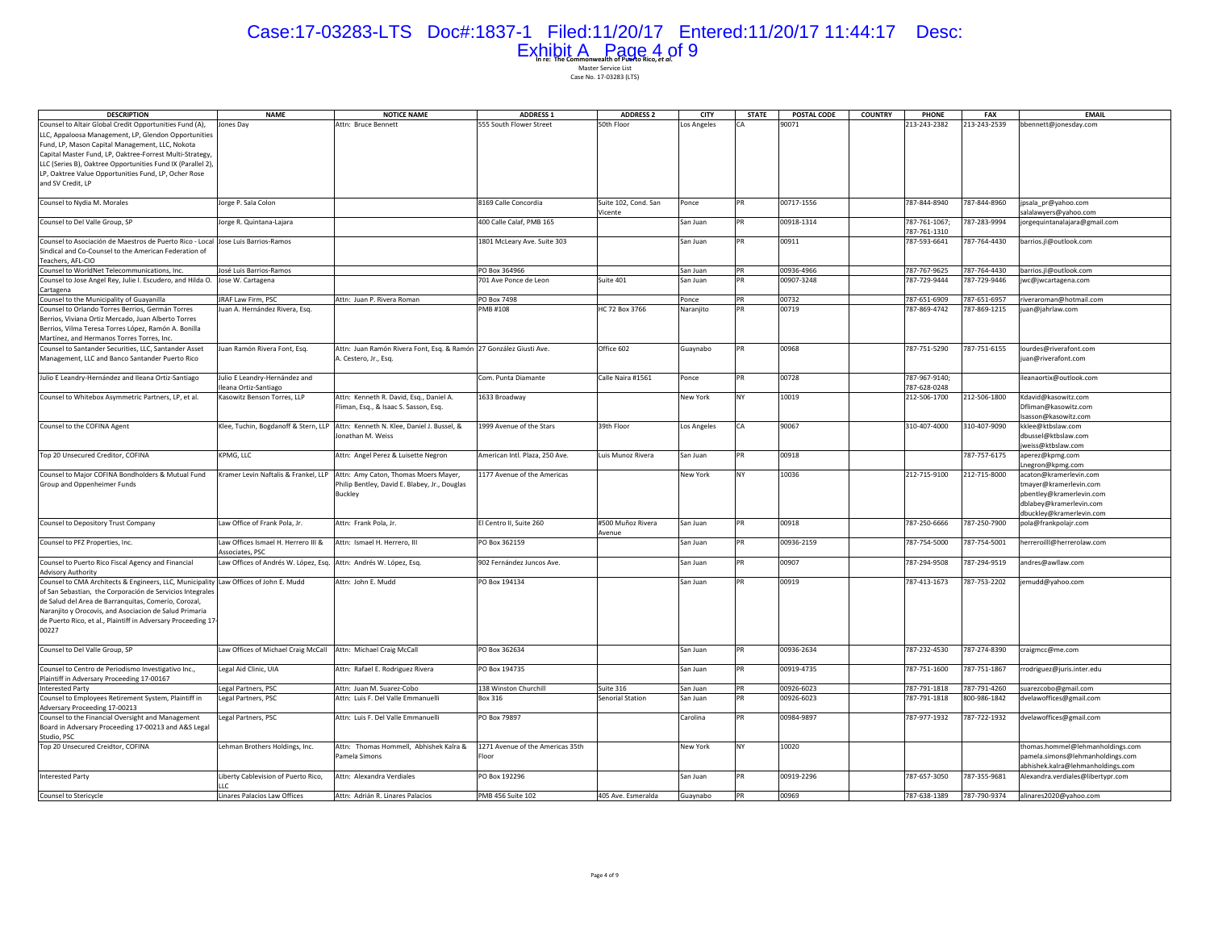**In re: The Commonwealth of Puerto Rico, et al.**
Master Service List
Case No. 17-03283 (LTS)

| DESCRIPTION | NAME | NOTICE NAME | ADDRESS 1 | ADDRESS 2 | CITY | STATE | POSTAL CODE | COUNTRY | PHONE | FAX | EMAIL |
|---|---|---|---|---|---|---|---|---|---|---|---|
| Counsel to Altair Global Credit Opportunities Fund (A), LLC, Appaloosa Management, LP, Glendon Opportunities Fund, LP, Mason Capital Management, LLC, Nokota Capital Master Fund, LP, Oaktree-Forrest Multi-Strategy, LLC (Series B), Oaktree Opportunities Fund IX (Parallel 2), LP, Oaktree Value Opportunities Fund, LP, Ocher Rose and SV Credit, LP | Jones Day | Attn: Bruce Bennett | 555 South Flower Street | 50th Floor | Los Angeles | CA | 90071 | | 213-243-2382 | 213-243-2539 | bbennett@jonesday.com |
| Counsel to Nydia M. Morales | Jorge P. Sala Colon | | 8169 Calle Concordia | Suite 102, Cond. San Vicente | Ponce | PR | 00717-1556 | | 787-844-8940 | 787-844-8960 | jpsala_pr@yahoo.com salalawyers@yahoo.com |
| Counsel to Del Valle Group, SP | Jorge R. Quintana-Lajara | | 400 Calle Calaf, PMB 165 | | San Juan | PR | 00918-1314 | | 787-761-1067; 787-761-1310 | 787-283-9994 | jorgequintanalajara@gmail.com |
| Counsel to Asociación de Maestros de Puerto Rico - Local Sindical and Co-Counsel to the American Federation of Teachers, AFL-CIO | Jose Luis Barrios-Ramos | | 1801 McLeary Ave. Suite 303 | | San Juan | PR | 00911 | | 787-593-6641 | 787-764-4430 | barrios.jl@outlook.com |
| Counsel to WorldNet Telecommunications, Inc. | José Luis Barrios-Ramos | | PO Box 364966 | | San Juan | PR | 00936-4966 | | 787-767-9625 | 787-764-4430 | barrios.jl@outlook.com |
| Counsel to Jose Angel Rey, Julie I. Escudero, and Hilda O. Cartagena | Jose W. Cartagena | | 701 Ave Ponce de Leon | Suite 401 | San Juan | PR | 00907-3248 | | 787-729-9444 | 787-729-9446 | jwc@jwcartagena.com |
| Counsel to the Municipality of Guayanilla | JRAF Law Firm, PSC | Attn: Juan P. Rivera Roman | PO Box 7498 | | Ponce | PR | 00732 | | 787-651-6909 | 787-651-6957 | riveraroman@hotmail.com |
| Counsel to Orlando Torres Berrios, Germán Torres Berrios, Viviana Ortiz Mercado, Juan Alberto Torres Berrios, Vilma Teresa Torres López, Ramón A. Bonilla Martínez, and Hermanos Torres Torres, Inc. | Juan A. Hernández Rivera, Esq. | | PMB #108 | HC 72 Box 3766 | Naranjito | PR | 00719 | | 787-869-4742 | 787-869-1215 | juan@jahrlaw.com |
| Counsel to Santander Securities, LLC, Santander Asset Management, LLC and Banco Santander Puerto Rico | Juan Ramón Rivera Font, Esq. | Attn: Juan Ramón Rivera Font, Esq. & Ramón A. Cestero, Jr., Esq. | 27 González Giusti Ave. | Office 602 | Guaynabo | PR | 00968 | | 787-751-5290 | 787-751-6155 | lourdes@riverafont.com juan@riverafont.com |
| Julio E Leandry-Hernández and Ileana Ortiz-Santiago | Julio E Leandry-Hernández and Ileana Ortiz-Santiago | | Com. Punta Diamante | Calle Naira #1561 | Ponce | PR | 00728 | | 787-967-9140; 787-628-0248 | | ileanaortix@outlook.com |
| Counsel to Whitebox Asymmetric Partners, LP, et al. | Kasowitz Benson Torres, LLP | Attn: Kenneth R. David, Esq., Daniel A. Fliman, Esq., & Isaac S. Sasson, Esq. | 1633 Broadway | | New York | NY | 10019 | | 212-506-1700 | 212-506-1800 | Kdavid@kasowitz.com Dfliman@kasowitz.com Isasson@kasowitz.com |
| Counsel to the COFINA Agent | Klee, Tuchin, Bogdanoff & Stern, LLP | Attn: Kenneth N. Klee, Daniel J. Bussel, & Jonathan M. Weiss | 1999 Avenue of the Stars | 39th Floor | Los Angeles | CA | 90067 | | 310-407-4000 | 310-407-9090 | kklee@ktbslaw.com dbussel@ktbslaw.com jweiss@ktbslaw.com |
| Top 20 Unsecured Creditor, COFINA | KPMG, LLC | Attn: Angel Perez & Luisette Negron | American Intl. Plaza, 250 Ave. | Luis Munoz Rivera | San Juan | PR | 00918 | | | 787-757-6175 | aperez@kpmg.com Lnegron@kpmg.com |
| Counsel to Major COFINA Bondholders & Mutual Fund Group and Oppenheimer Funds | Kramer Levin Naftalis & Frankel, LLP | Attn: Amy Caton, Thomas Moers Mayer, Philip Bentley, David E. Blabey, Jr., Douglas Buckley | 1177 Avenue of the Americas | | New York | NY | 10036 | | 212-715-9100 | 212-715-8000 | acaton@kramerlevin.com tmayer@kramerlevin.com pbentley@kramerlevin.com dblabey@kramerlevin.com dbuckley@kramerlevin.com |
| Counsel to Depository Trust Company | Law Office of Frank Pola, Jr. | Attn: Frank Pola, Jr. | El Centro II, Suite 260 | #500 Muñoz Rivera Avenue | San Juan | PR | 00918 | | 787-250-6666 | 787-250-7900 | pola@frankpolajr.com |
| Counsel to PFZ Properties, Inc. | Law Offices Ismael H. Herrero III & Associates, PSC | Attn: Ismael H. Herrero, III | PO Box 362159 | | San Juan | PR | 00936-2159 | | 787-754-5000 | 787-754-5001 | herreroiLLL@herrerolaw.com |
| Counsel to Puerto Rico Fiscal Agency and Financial Advisory Authority | Law Offices of Andrés W. López, Esq. | Attn: Andrés W. López, Esq. | 902 Fernández Juncos Ave. | | San Juan | PR | 00907 | | 787-294-9508 | 787-294-9519 | andres@awllaw.com |
| Counsel to CMA Architects & Engineers, LLC, Municipality of San Sebastian, the Corporación de Servicios Integrales de Salud del Area de Barranquitas, Comerío, Corozal, Naranjito y Orocovis, and Asociacion de Salud Primaria de Puerto Rico, et al., Plaintiff in Adversary Proceeding 17-00227 | Law Offices of John E. Mudd | Attn: John E. Mudd | PO Box 194134 | | San Juan | PR | 00919 | | 787-413-1673 | 787-753-2202 | jemudd@yahoo.com |
| Counsel to Del Valle Group, SP | Law Offices of Michael Craig McCall | Attn: Michael Craig McCall | PO Box 362634 | | San Juan | PR | 00936-2634 | | 787-232-4530 | 787-274-8390 | craigmcc@me.com |
| Counsel to Centro de Periodismo Investigativo Inc., Plaintiff in Adversary Proceeding 17-00167 | Legal Aid Clinic, UIA | Attn: Rafael E. Rodriguez Rivera | PO Box 194735 | | San Juan | PR | 00919-4735 | | 787-751-1600 | 787-751-1867 | rrodriguez@juris.inter.edu |
| Interested Party | Legal Partners, PSC | Attn: Juan M. Suarez-Cobo | 138 Winston Churchill | Suite 316 | San Juan | PR | 00926-6023 | | 787-791-1818 | 787-791-4260 | suarezcobo@gmail.com |
| Counsel to Employees Retirement System, Plaintiff in Adversary Proceeding 17-00213 | Legal Partners, PSC | Attn: Luis F. Del Valle Emmanuelli | Box 316 | Senorial Station | San Juan | PR | 00926-6023 | | 787-791-1818 | 800-986-1842 | dvelawoffices@gmail.com |
| Counsel to the Financial Oversight and Management Board in Adversary Proceeding 17-00213 and A&S Legal Studio, PSC | Legal Partners, PSC | Attn: Luis F. Del Valle Emmanuelli | PO Box 79897 | | Carolina | PR | 00984-9897 | | 787-977-1932 | 787-722-1932 | dvelawoffices@gmail.com |
| Top 20 Unsecured Creidtor, COFINA | Lehman Brothers Holdings, Inc. | Attn: Thomas Hommell, Abhishek Kalra & Pamela Simons | 1271 Avenue of the Americas 35th Floor | | New York | NY | 10020 | | | | thomas.hommel@lehmanholdings.com pamela.simons@lehmanholdings.com abhishek.kalra@lehmanholdings.com |
| Interested Party | Liberty Cablevision of Puerto Rico, LLC | Attn: Alexandra Verdiales | PO Box 192296 | | San Juan | PR | 00919-2296 | | 787-657-3050 | 787-355-9681 | Alexandra.verdiales@libertypr.com |
| Counsel to Stericycle | Linares Palacios Law Offices | Attn: Adrián R. Linares Palacios | PMB 456 Suite 102 | 405 Ave. Esmeralda | Guaynabo | PR | 00969 | | 787-638-1389 | 787-790-9374 | alinares2020@yahoo.com |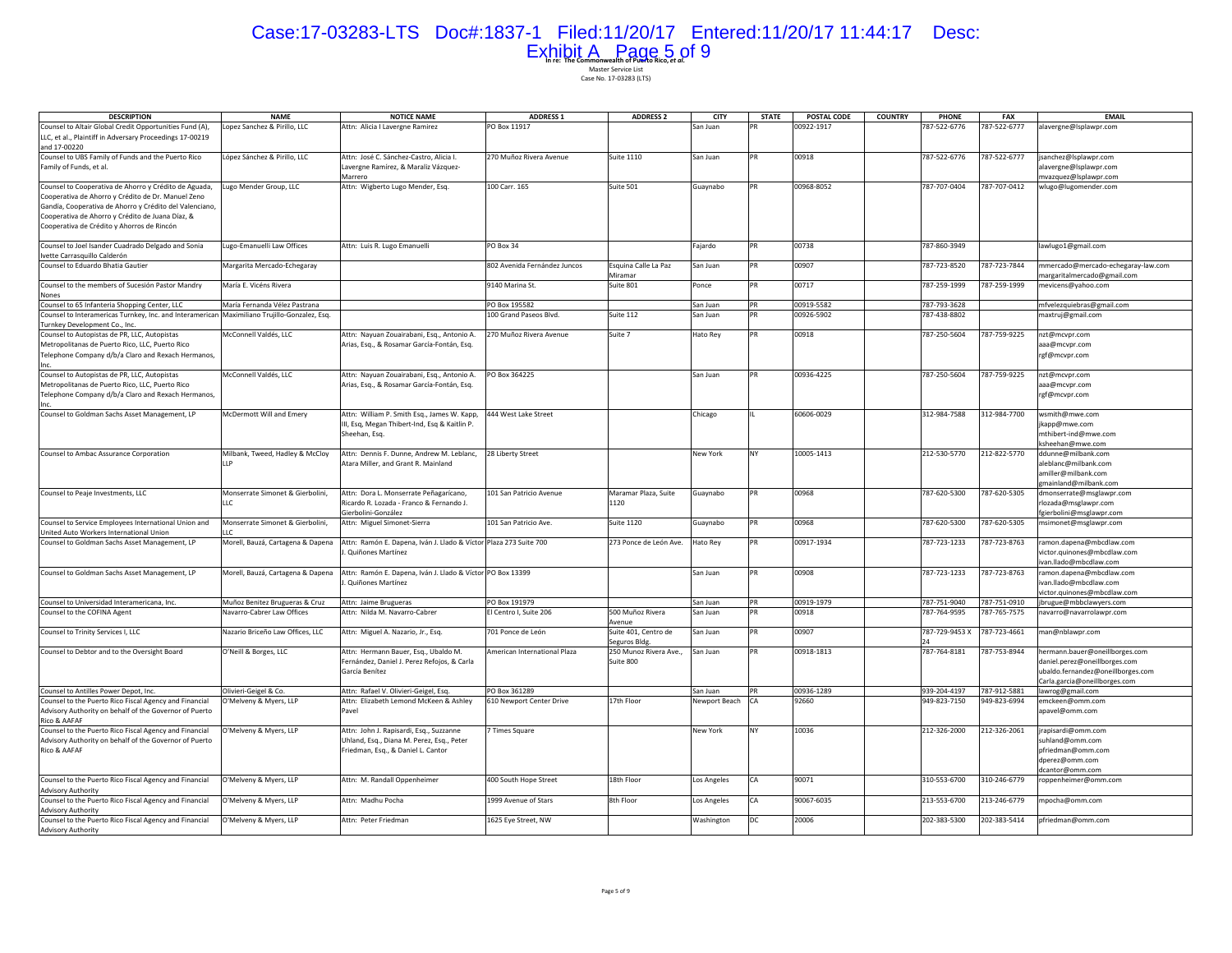**In re: The Commonwealth of Puerto Rico, *et al.***
Master Service List
Case No. 17-03283 (LTS)

| DESCRIPTION | NAME | NOTICE NAME | ADDRESS 1 | ADDRESS 2 | CITY | STATE | POSTAL CODE | COUNTRY | PHONE | FAX | EMAIL |
|---|---|---|---|---|---|---|---|---|---|---|---|
| Counsel to Altair Global Credit Opportunities Fund (A), LLC, et al., Plaintiff in Adversary Proceedings 17-00219 and 17-00220 | Lopez Sanchez & Pirillo, LLC | Attn: Alicia I Lavergne Ramirez | PO Box 11917 | | San Juan | PR | 00922-1917 | | 787-522-6776 | 787-522-6777 | alavergne@lsplawpr.com |
| Counsel to UBS Family of Funds and the Puerto Rico Family of Funds, et al. | López Sánchez & Pirillo, LLC | Attn: José C. Sánchez-Castro, Alicia I. Lavergne Ramírez, & Maraliz Vázquez-Marrero | 270 Muñoz Rivera Avenue | Suite 1110 | San Juan | PR | 00918 | | 787-522-6776 | 787-522-6777 | jsanchez@lsplawpr.com<br>alavergne@lsplawpr.com<br>mvazquez@lsplawpr.com |
| Counsel to Cooperativa de Ahorro y Crédito de Aguada, Cooperativa de Ahorro y Crédito de Dr. Manuel Zeno Gandía, Cooperativa de Ahorro y Crédito del Valenciano, Cooperativa de Ahorro y Crédito de Juana Díaz, & Cooperativa de Crédito y Ahorros de Rincón | Lugo Mender Group, LLC | Attn: Wigberto Lugo Mender, Esq. | 100 Carr. 165 | Suite 501 | Guaynabo | PR | 00968-8052 | | 787-707-0404 | 787-707-0412 | wlugo@lugomender.com |
| Counsel to Joel Isander Cuadrado Delgado and Sonia Ivette Carrasquillo Calderón | Lugo-Emanuelli Law Offices | Attn: Luis R. Lugo Emanuelli | PO Box 34 | | Fajardo | PR | 00738 | | 787-860-3949 | | lawlugo1@gmail.com |
| Counsel to Eduardo Bhatia Gautier | Margarita Mercado-Echegaray | | 802 Avenida Fernández Juncos | Esquina Calle La Paz Miramar | San Juan | PR | 00907 | | 787-723-8520 | 787-723-7844 | mmercado@mercado-echegaray-law.com<br>margaritalmercado@gmail.com |
| Counsel to the members of Sucesión Pastor Mandry Nones | María E. Vicéns Rivera | | 9140 Marina St. | Suite 801 | Ponce | PR | 00717 | | 787-259-1999 | 787-259-1999 | mevicens@yahoo.com |
| Counsel to 65 Infanteria Shopping Center, LLC | María Fernanda Vélez Pastrana | | PO Box 195582 | | San Juan | PR | 00919-5582 | | 787-793-3628 | | mfvelezquiebras@gmail.com |
| Counsel to Interamericas Turnkey, Inc. and Interamerican Turnkey Development Co., Inc. | Maximiliano Trujillo-Gonzalez, Esq. | | 100 Grand Paseos Blvd. | Suite 112 | San Juan | PR | 00926-5902 | | 787-438-8802 | | maxtruj@gmail.com |
| Counsel to Autopistas de PR, LLC, Autopistas Metropolitanas de Puerto Rico, LLC, Puerto Rico Telephone Company d/b/a Claro and Rexach Hermanos, Inc. | McConnell Valdés, LLC | Attn: Nayuan Zouairabani, Esq., Antonio A. Arias, Esq., & Rosamar García-Fontán, Esq. | 270 Muñoz Rivera Avenue | Suite 7 | Hato Rey | PR | 00918 | | 787-250-5604 | 787-759-9225 | nzt@mcvpr.com<br>aaa@mcvpr.com<br>rgf@mcvpr.com |
| Counsel to Autopistas de PR, LLC, Autopistas Metropolitanas de Puerto Rico, LLC, Puerto Rico Telephone Company d/b/a Claro and Rexach Hermanos, Inc. | McConnell Valdés, LLC | Attn: Nayuan Zouairabani, Esq., Antonio A. Arias, Esq., & Rosamar García-Fontán, Esq. | PO Box 364225 | | San Juan | PR | 00936-4225 | | 787-250-5604 | 787-759-9225 | nzt@mcvpr.com<br>aaa@mcvpr.com<br>rgf@mcvpr.com |
| Counsel to Goldman Sachs Asset Management, LP | McDermott Will and Emery | Attn: William P. Smith Esq., James W. Kapp, III, Esq, Megan Thibert-Ind, Esq & Kaitlin P. Sheehan, Esq. | 444 West Lake Street | | Chicago | IL | 60606-0029 | | 312-984-7588 | 312-984-7700 | wsmith@mwe.com<br>jkapp@mwe.com<br>mthibert-ind@mwe.com<br>ksheehan@mwe.com |
| Counsel to Ambac Assurance Corporation | Milbank, Tweed, Hadley & McCloy LLP | Attn: Dennis F. Dunne, Andrew M. Leblanc, Atara Miller, and Grant R. Mainland | 28 Liberty Street | | New York | NY | 10005-1413 | | 212-530-5770 | 212-822-5770 | ddunne@milbank.com<br>aleblanc@milbank.com<br>amiller@milbank.com<br>gmainland@milbank.com |
| Counsel to Peaje Investments, LLC | Monserrate Simonet & Gierbolini, LLC | Attn: Dora L. Monserrate Peñagarícano, Ricardo R. Lozada - Franco & Fernando J. Gierbolini-González | 101 San Patricio Avenue | Maramar Plaza, Suite 1120 | Guaynabo | PR | 00968 | | 787-620-5300 | 787-620-5305 | dmonserrate@msglawpr.com<br>rlozada@msglawpr.com<br>fgierbolini@msglawpr.com |
| Counsel to Service Employees International Union and United Auto Workers International Union | Monserrate Simonet & Gierbolini, LLC | Attn: Miguel Simonet-Sierra | 101 San Patricio Ave. | Suite 1120 | Guaynabo | PR | 00968 | | 787-620-5300 | 787-620-5305 | msimonet@msglawpr.com |
| Counsel to Goldman Sachs Asset Management, LP | Morell, Bauzá, Cartagena & Dapena | Attn: Ramón E. Dapena, Iván J. Llado & Víctor J. Quiñones Martínez | Plaza 273 Suite 700 | 273 Ponce de León Ave. | Hato Rey | PR | 00917-1934 | | 787-723-1233 | 787-723-8763 | ramon.dapena@mbcdlaw.com<br>victor.quinones@mbcdlaw.com<br>ivan.llado@mbcdlaw.com |
| Counsel to Goldman Sachs Asset Management, LP | Morell, Bauzá, Cartagena & Dapena | Attn: Ramón E. Dapena, Iván J. Llado & Víctor J. Quiñones Martínez | PO Box 13399 | | San Juan | PR | 00908 | | 787-723-1233 | 787-723-8763 | ramon.dapena@mbcdlaw.com<br>ivan.llado@mbcdlaw.com<br>victor.quinones@mbcdlaw.com |
| Counsel to Universidad Interamericana, Inc. | Muñoz Benitez Brugueras & Cruz | Attn: Jaime Brugueras | PO Box 191979 | | San Juan | PR | 00919-1979 | | 787-751-9040 | 787-751-0910 | jbrugue@mbbclawyers.com |
| Counsel to the COFINA Agent | Navarro-Cabrer Law Offices | Attn: Nilda M. Navarro-Cabrer | El Centro I, Suite 206 | 500 Muñoz Rivera Avenue | San Juan | PR | 00918 | | 787-764-9595 | 787-765-7575 | navarro@navarrolawpr.com |
| Counsel to Trinity Services I, LLC | Nazario Briceño Law Offices, LLC | Attn: Miguel A. Nazario, Jr., Esq. | 701 Ponce de León | Suite 401, Centro de Seguros Bldg. | San Juan | PR | 00907 | | 787-729-9453 X 24 | 787-723-4661 | man@nblawpr.com |
| Counsel to Debtor and to the Oversight Board | O'Neill & Borges, LLC | Attn: Hermann Bauer, Esq., Ubaldo M. Fernández, Daniel J. Perez Refojos, & Carla García Benítez | American International Plaza | 250 Munoz Rivera Ave., Suite 800 | San Juan | PR | 00918-1813 | | 787-764-8181 | 787-753-8944 | hermann.bauer@oneillborges.com<br>daniel.perez@oneillborges.com<br>ubaldo.fernandez@oneillborges.com<br>Carla.garcia@oneillborges.com |
| Counsel to Antilles Power Depot, Inc. | Olivieri-Geigel & Co. | Attn: Rafael V. Olivieri-Geigel, Esq. | PO Box 361289 | | San Juan | PR | 00936-1289 | | 939-204-4197 | 787-912-5881 | lawrog@gmail.com |
| Counsel to the Puerto Rico Fiscal Agency and Financial Advisory Authority on behalf of the Governor of Puerto Rico & AAFAF | O'Melveny & Myers, LLP | Attn: Elizabeth Lemond McKeen & Ashley Pavel | 610 Newport Center Drive | 17th Floor | Newport Beach | CA | 92660 | | 949-823-7150 | 949-823-6994 | emckeen@omm.com<br>apavel@omm.com |
| Counsel to the Puerto Rico Fiscal Agency and Financial Advisory Authority on behalf of the Governor of Puerto Rico & AAFAF | O'Melveny & Myers, LLP | Attn: John J. Rapisardi, Esq., Suzzanne Uhland, Esq., Diana M. Perez, Esq., Peter Friedman, Esq., & Daniel L. Cantor | 7 Times Square | | New York | NY | 10036 | | 212-326-2000 | 212-326-2061 | jrapisardi@omm.com<br>suhland@omm.com<br>pfriedman@omm.com<br>dperez@omm.com<br>dcantor@omm.com |
| Counsel to the Puerto Rico Fiscal Agency and Financial Advisory Authority | O'Melveny & Myers, LLP | Attn: M. Randall Oppenheimer | 400 South Hope Street | 18th Floor | Los Angeles | CA | 90071 | | 310-553-6700 | 310-246-6779 | roppenheimer@omm.com |
| Counsel to the Puerto Rico Fiscal Agency and Financial Advisory Authority | O'Melveny & Myers, LLP | Attn: Madhu Pocha | 1999 Avenue of Stars | 8th Floor | Los Angeles | CA | 90067-6035 | | 213-553-6700 | 213-246-6779 | mpocha@omm.com |
| Counsel to the Puerto Rico Fiscal Agency and Financial Advisory Authority | O'Melveny & Myers, LLP | Attn: Peter Friedman | 1625 Eye Street, NW | | Washington | DC | 20006 | | 202-383-5300 | 202-383-5414 | pfriedman@omm.com |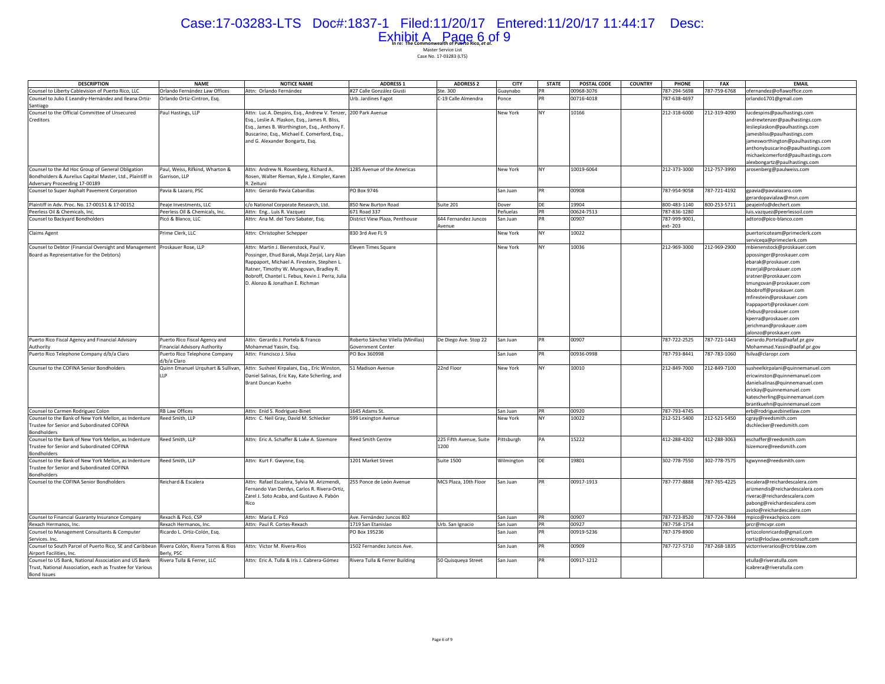**In re: The Commonwealth of Puerto Rico, *et al.***
Master Service List
Case No. 17-03283 (LTS)

| DESCRIPTION | NAME | NOTICE NAME | ADDRESS 1 | ADDRESS 2 | CITY | STATE | POSTAL CODE | COUNTRY | PHONE | FAX | EMAIL |
|---|---|---|---|---|---|---|---|---|---|---|---|
| Counsel to Liberty Cablevision of Puerto Rico, LLC | Orlando Fernández Law Offices | Attn: Orlando Fernández | #27 Calle González Giusti | Ste. 300 | Guaynabo | PR | 00968-3076 | | 787-294-5698 | 787-759-6768 | ofernandez@oflawoffice.com |
| Counsel to Julio E Leandry-Hernández and Ileana Ortiz-Santiago | Orlando Ortiz-Cintron, Esq. | | Urb. Jardines Fagot | C-19 Calle Almendra | Ponce | PR | 00716-4018 | | 787-638-4697 | | orlando1701@gmail.com |
| Counsel to the Official Committee of Unsecured Creditors | Paul Hastings, LLP | Attn: Luc A. Despins, Esq., Andrew V. Tenzer, Esq., Leslie A. Plaskon, Esq., James R. Bliss, Esq., James B. Worthington, Esq., Anthony F. Buscarino, Esq., Michael E. Comerford, Esq., and G. Alexander Bongartz, Esq. | 200 Park Avenue | | New York | NY | 10166 | | 212-318-6000 | 212-319-4090 | lucdespins@paulhastings.com andrewtenzer@paulhastings.com leslieplaskon@paulhastings.com jamesbliss@paulhastings.com jamesworthington@paulhastings.com anthonybuscarino@paulhastings.com michaelcomerford@paulhastings.com alexbongartz@paulhastings.com |
| Counsel to the Ad Hoc Group of General Obligation Bondholders & Aurelius Capital Master, Ltd., Plaintiff in Adversary Proceeding 17-00189 | Paul, Weiss, Rifkind, Wharton & Garrison, LLP | Attn: Andrew N. Rosenberg, Richard A. Rosen, Walter Rieman, Kyle J. Kimpler, Karen R. Zeituni | 1285 Avenue of the Americas | | New York | NY | 10019-6064 | | 212-373-3000 | 212-757-3990 | arosenberg@paulweiss.com |
| Counsel to Super Asphalt Pavement Corporation | Pavia & Lazaro, PSC | Attn: Gerardo Pavía Cabanillas | PO Box 9746 | | San Juan | PR | 00908 | | 787-954-9058 | 787-721-4192 | gpavia@pavialazaro.com gerardopavialaw@msn.com |
| Plaintiff in Adv. Proc. No. 17-00151 & 17-00152 | Peaje Investments, LLC | c/o National Corporate Research, Ltd. | 850 New Burton Road | Suite 201 | Dover | DE | 19904 | | 800-483-1140 | 800-253-5711 | peajeinfo@dechert.com |
| Peerless Oil & Chemicals, Inc. | Peerless Oil & Chemicals, Inc. | Attn: Eng.. Luis R. Vazquez | 671 Road 337 | | Peñuelas | PR | 00624-7513 | | 787-836-1280 | | luis.vazquez@peerlessoil.com |
| Counsel to Backyard Bondholders | Picó & Blanco, LLC | Attn: Ana M. del Toro Sabater, Esq. | District View Plaza, Penthouse | 644 Fernandez Juncos Avenue | San Juan | PR | 00907 | | 787-999-9001, ext- 203 | | adtoro@pico-blanco.com |
| Claims Agent | Prime Clerk, LLC | Attn: Christopher Schepper | 830 3rd Ave FL 9 | | New York | NY | 10022 | | | | puertoricoteam@primeclerk.com serviceqa@primeclerk.com |
| Counsel to Debtor (Financial Oversight and Management Board as Representative for the Debtors) | Proskauer Rose, LLP | Attn: Martin J. Bienenstock, Paul V. Possinger, Ehud Barak, Maja Zerjal, Lary Alan Rappaport, Michael A. Firestein, Stephen L. Ratner, Timothy W. Mungovan, Bradley R. Bobroff, Chantel L. Febus, Kevin J. Perra, Julia D. Alonzo & Jonathan E. Richman | Eleven Times Square | | New York | NY | 10036 | | 212-969-3000 | 212-969-2900 | mbienenstock@proskauer.com ppossinger@proskauer.com ebarak@proskauer.com mzerjal@proskauer.com sratner@proskauer.com tmungovan@proskauer.com bbobroff@proskauer.com mfirestein@proskauer.com lrappaport@proskauer.com cfebus@proskauer.com kperra@proskauer.com jerichman@proskauer.com jalonzo@proskauer.com |
| Puerto Rico Fiscal Agency and Financial Advisory Authority | Puerto Rico Fiscal Agency and Financial Advisory Authority | Attn: Gerardo J. Portela & Franco Mohammad Yassin, Esq. | Roberto Sánchez Vilella (Minillas) Government Center | De Diego Ave. Stop 22 | San Juan | PR | 00907 | | 787-722-2525 | 787-721-1443 | Gerardo.Portela@aafaf.pr.gov Mohammad.Yassin@aafaf.pr.gov |
| Puerto Rico Telephone Company d/b/a Claro | Puerto Rico Telephone Company d/b/a Claro | Attn: Francisco J. Silva | PO Box 360998 | | San Juan | PR | 00936-0998 | | 787-793-8441 | 787-783-1060 | fsilva@claropr.com |
| Counsel to the COFINA Senior Bondholders | Quinn Emanuel Urquhart & Sullivan, LLP | Attn: Susheel Kirpalani, Esq., Eric Winston, Daniel Salinas, Eric Kay, Kate Scherling, and Brant Duncan Kuehn | 51 Madison Avenue | 22nd Floor | New York | NY | 10010 | | 212-849-7000 | 212-849-7100 | susheelkirpalani@quinnemanuel.com ericwinston@quinnemanuel.com danielsalinas@quinnemanuel.com erickay@quinnemanuel.com katescherling@quinnemanuel.com brantkuehn@quinnemanuel.com |
| Counsel to Carmen Rodriguez Colon | RB Law Offices | Attn: Enid S. Rodriguez-Binet | 1645 Adams St. | | San Juan | PR | 00920 | | 787-793-4745 | | erb@rodriguezbinetlaw.com |
| Counsel to the Bank of New York Mellon, as Indenture Trustee for Senior and Subordinated COFINA Bondholders | Reed Smith, LLP | Attn: C. Neil Gray, David M. Schlecker | 599 Lexington Avenue | | New York | NY | 10022 | | 212-521-5400 | 212-521-5450 | cgray@reedsmith.com dschlecker@reedsmith.com |
| Counsel to the Bank of New York Mellon, as Indenture Trustee for Senior and Subordinated COFINA Bondholders | Reed Smith, LLP | Attn: Eric A. Schaffer & Luke A. Sizemore | Reed Smith Centre | 225 Fifth Avenue, Suite 1200 | Pittsburgh | PA | 15222 | | 412-288-4202 | 412-288-3063 | eschaffer@reedsmith.com lsizemore@reedsmith.com |
| Counsel to the Bank of New York Mellon, as Indenture Trustee for Senior and Subordinated COFINA Bondholders | Reed Smith, LLP | Attn: Kurt F. Gwynne, Esq. | 1201 Market Street | Suite 1500 | Wilmington | DE | 19801 | | 302-778-7550 | 302-778-7575 | kgwynne@reedsmith.com |
| Counsel to the COFINA Senior Bondholders | Reichard & Escalera | Attn: Rafael Escalera, Sylvia M. Arizmendi, Fernando Van Derdys, Carlos R. Rivera-Ortiz, Zarel J. Soto Acaba, and Gustavo A. Pabón Rico | 255 Ponce de León Avenue | MCS Plaza, 10th Floor | San Juan | PR | 00917-1913 | | 787-777-8888 | 787-765-4225 | escalera@reichardescalera.com arizmendis@reichardescalera.com riverac@reichardescalera.com pabong@reichardescalera.com zsoto@reichardescalera.com |
| Counsel to Financial Guaranty Insurance Company | Rexach & Picó, CSP | Attn: Maria E. Picó | Ave. Fernández Juncos 802 | | San Juan | PR | 00907 | | 787-723-8520 | 787-724-7844 | mpico@rexachpico.com |
| Rexach Hermanos, Inc. | Rexach Hermanos, Inc. | Attn: Paul R. Cortes-Rexach | 1719 San Etanislao | Urb. San Ignacio | San Juan | PR | 00927 | | 787-758-1754 | | prcr@mcvpr.com |
| Counsel to Management Consultants & Computer Services. Inc. | Ricardo L. Ortiz-Colón, Esq. | | PO Box 195236 | | San Juan | PR | 00919-5236 | | 787-379-8900 | | ortizcolonricardo@gmail.com rortiz@rloclaw.onmicrosoft.com |
| Counsel to South Parcel of Puerto Rico, SE and Caribbean Airport Facilities, Inc. | Rivera Colón, Rivera Torres & Rios Berly, PSC | Attn: Victor M. Rivera-Rios | 1502 Fernandez Juncos Ave. | | San Juan | PR | 00909 | | 787-727-5710 | 787-268-1835 | victorriverarios@rcrtrblaw.com |
| Counsel to US Bank, National Association and US Bank Trust, National Association, each as Trustee for Various Bond Issues | Rivera Tulla & Ferrer, LLC | Attn: Eric A. Tulla & Iris J. Cabrera-Gómez | Rivera Tulla & Ferrer Building | 50 Quisqueya Street | San Juan | PR | 00917-1212 | | | | etulla@riveratulla.com icabrera@riveratulla.com |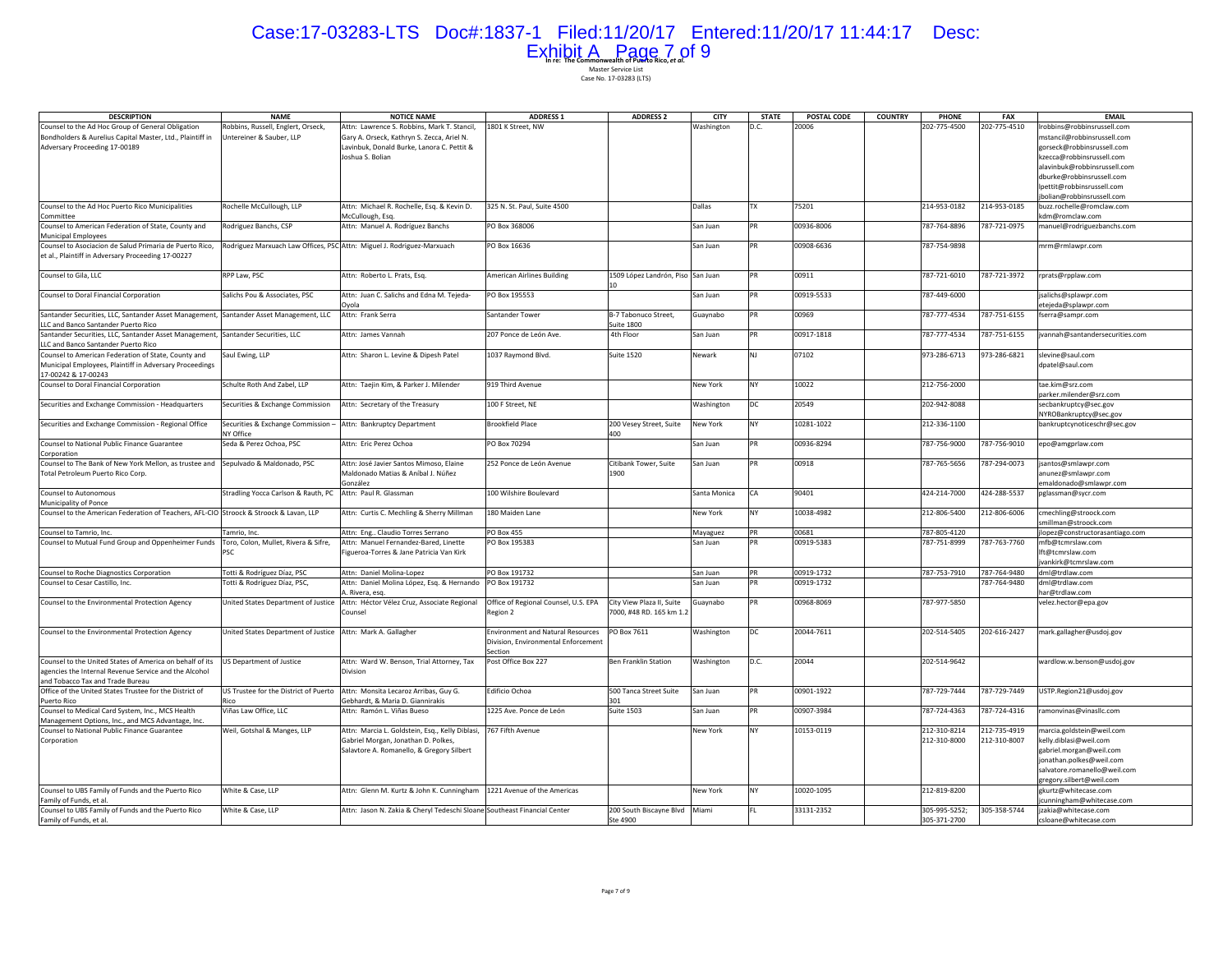In re: The Commonwealth of Puerto Rico, et al.
Master Service List
Case No. 17-03283 (LTS)

| DESCRIPTION | NAME | NOTICE NAME | ADDRESS 1 | ADDRESS 2 | CITY | STATE | POSTAL CODE | COUNTRY | PHONE | FAX | EMAIL |
|---|---|---|---|---|---|---|---|---|---|---|---|
| Counsel to the Ad Hoc Group of General Obligation Bondholders & Aurelius Capital Master, Ltd., Plaintiff in Adversary Proceeding 17-00189 | Robbins, Russell, Englert, Orseck, Untereiner & Sauber, LLP | Attn: Lawrence S. Robbins, Mark T. Stancil, Gary A. Orseck, Kathryn S. Zecca, Ariel N. Lavinbuk, Donald Burke, Lanora C. Pettit & Joshua S. Bolian | 1801 K Street, NW | | Washington | D.C. | 20006 | | 202-775-4500 | 202-775-4510 | lrobbins@robbinsrussell.com mstancil@robbinsrussell.com gorseck@robbinsrussell.com kzecca@robbinsrussell.com alavinbuk@robbinsrussell.com dburke@robbinsrussell.com lpettit@robbinsrussell.com jbolian@robbinsrussell.com |
| Counsel to the Ad Hoc Puerto Rico Municipalities Committee | Rochelle McCullough, LLP | Attn: Michael R. Rochelle, Esq. & Kevin D. McCullough, Esq. | 325 N. St. Paul, Suite 4500 | | Dallas | TX | 75201 | | 214-953-0182 | 214-953-0185 | buzz.rochelle@romclaw.com kdm@romclaw.com |
| Counsel to American Federation of State, County and Municipal Employees | Rodriguez Banchs, CSP | Attn: Manuel A. Rodríguez Banchs | PO Box 368006 | | San Juan | PR | 00936-8006 | | 787-764-8896 | 787-721-0975 | manuel@rodriguezbanchs.com |
| Counsel to Asociacion de Salud Primaria de Puerto Rico, et al., Plaintiff in Adversary Proceeding 17-00227 | Rodriguez Marxuach Law Offices, PSC | Attn: Miguel J. Rodriguez-Marxuach | PO Box 16636 | | San Juan | PR | 00908-6636 | | 787-754-9898 | | mrm@rmlawpr.com |
| Counsel to Gila, LLC | RPP Law, PSC | Attn: Roberto L. Prats, Esq. | American Airlines Building | 1509 López Landrón, Piso 10 | San Juan | PR | 00911 | | 787-721-6010 | 787-721-3972 | rprats@rpplaw.com |
| Counsel to Doral Financial Corporation | Salichs Pou & Associates, PSC | Attn: Juan C. Salichs and Edna M. Tejeda-Oyola | PO Box 195553 | | San Juan | PR | 00919-5533 | | 787-449-6000 | | jsalichs@splawpr.com etejeda@splawpr.com |
| Santander Securities, LLC, Santander Asset Management, LLC and Banco Santander Puerto Rico | Santander Asset Management, LLC | Attn: Frank Serra | Santander Tower | B-7 Tabonuco Street, Suite 1800 | Guaynabo | PR | 00969 | | 787-777-4534 | 787-751-6155 | fserra@sampr.com |
| Santander Securities, LLC, Santander Asset Management, LLC and Banco Santander Puerto Rico | Santander Securities, LLC | Attn: James Vannah | 207 Ponce de León Ave. | 4th Floor | San Juan | PR | 00917-1818 | | 787-777-4534 | 787-751-6155 | jvannah@santandersecurities.com |
| Counsel to American Federation of State, County and Municipal Employees, Plaintiff in Adversary Proceedings 17-00242 & 17-00243 | Saul Ewing, LLP | Attn: Sharon L. Levine & Dipesh Patel | 1037 Raymond Blvd. | Suite 1520 | Newark | NJ | 07102 | | 973-286-6713 | 973-286-6821 | slevine@saul.com dpatel@saul.com |
| Counsel to Doral Financial Corporation | Schulte Roth And Zabel, LLP | Attn: Taejin Kim, & Parker J. Milender | 919 Third Avenue | | New York | NY | 10022 | | 212-756-2000 | | tae.kim@srz.com parker.milender@srz.com |
| Securities and Exchange Commission - Headquarters | Securities & Exchange Commission | Attn: Secretary of the Treasury | 100 F Street, NE | | Washington | DC | 20549 | | 202-942-8088 | | secbankruptcy@sec.gov NYROBankruptcy@sec.gov |
| Securities and Exchange Commission - Regional Office | Securities & Exchange Commission – NY Office | Attn: Bankruptcy Department | Brookfield Place | 200 Vesey Street, Suite 400 | New York | NY | 10281-1022 | | 212-336-1100 | | bankruptcynoticeschr@sec.gov |
| Counsel to National Public Finance Guarantee Corporation | Seda & Perez Ochoa, PSC | Attn: Eric Perez Ochoa | PO Box 70294 | | San Juan | PR | 00936-8294 | | 787-756-9000 | 787-756-9010 | epo@amgprlaw.com |
| Counsel to The Bank of New York Mellon, as trustee and Total Petroleum Puerto Rico Corp. | Sepulvado & Maldonado, PSC | Attn: José Javier Santos Mimoso, Elaine Maldonado Matias & Aníbal J. Núñez González | 252 Ponce de León Avenue | Citibank Tower, Suite 1900 | San Juan | PR | 00918 | | 787-765-5656 | 787-294-0073 | jsantos@smlawpr.com anunez@smlawpr.com emaldonado@smlawpr.com |
| Counsel to Autonomous Municipality of Ponce | Stradling Yocca Carlson & Rauth, PC | Attn: Paul R. Glassman | 100 Wilshire Boulevard | | Santa Monica | CA | 90401 | | 424-214-7000 | 424-288-5537 | pglassman@sycr.com |
| Counsel to the American Federation of Teachers, AFL-CIO | Stroock & Stroock & Lavan, LLP | Attn: Curtis C. Mechling & Sherry Millman | 180 Maiden Lane | | New York | NY | 10038-4982 | | 212-806-5400 | 212-806-6006 | cmechling@stroock.com smillman@stroock.com |
| Counsel to Tamrio, Inc. | Tamrio, Inc. | Attn: Eng.. Claudio Torres Serrano | PO Box 455 | | Mayaguez | PR | 00681 | | 787-805-4120 | | jlopez@constructorasantiago.com |
| Counsel to Mutual Fund Group and Oppenheimer Funds | Toro, Colon, Mullet, Rivera & Sifre, PSC | Attn: Manuel Fernandez-Bared, Linette Figueroa-Torres & Jane Patricia Van Kirk | PO Box 195383 | | San Juan | PR | 00919-5383 | | 787-751-8999 | 787-763-7760 | mfb@tcmrslaw.com lft@tcmrslaw.com jvankirk@tcmrslaw.com |
| Counsel to Roche Diagnostics Corporation | Totti & Rodríguez Díaz, PSC | Attn: Daniel Molina-Lopez | PO Box 191732 | | San Juan | PR | 00919-1732 | | 787-753-7910 | 787-764-9480 | dml@trdlaw.com |
| Counsel to Cesar Castillo, Inc. | Totti & Rodríguez Díaz, PSC, | Attn: Daniel Molina López, Esq. & Hernando A. Rivera, esq. | PO Box 191732 | | San Juan | PR | 00919-1732 | | | 787-764-9480 | dml@trdlaw.com har@trdlaw.com |
| Counsel to the Environmental Protection Agency | United States Department of Justice | Attn: Héctor Vélez Cruz, Associate Regional Counsel | Office of Regional Counsel, U.S. EPA Region 2 | City View Plaza II, Suite 7000, #48 RD. 165 km 1.2 | Guaynabo | PR | 00968-8069 | | 787-977-5850 | | velez.hector@epa.gov |
| Counsel to the Environmental Protection Agency | United States Department of Justice | Attn: Mark A. Gallagher | Environment and Natural Resources Division, Environmental Enforcement Section | PO Box 7611 | Washington | DC | 20044-7611 | | 202-514-5405 | 202-616-2427 | mark.gallagher@usdoj.gov |
| Counsel to the United States of America on behalf of its agencies the Internal Revenue Service and the Alcohol and Tobacco Tax and Trade Bureau | US Department of Justice | Attn: Ward W. Benson, Trial Attorney, Tax Division | Post Office Box 227 | Ben Franklin Station | Washington | D.C. | 20044 | | 202-514-9642 | | wardlow.w.benson@usdoj.gov |
| Office of the United States Trustee for the District of Puerto Rico | US Trustee for the District of Puerto Rico | Attn: Monsita Lecaroz Arribas, Guy G. Gebhardt, & Maria D. Giannirakis | Edificio Ochoa | 500 Tanca Street Suite 301 | San Juan | PR | 00901-1922 | | 787-729-7444 | 787-729-7449 | USTP.Region21@usdoj.gov |
| Counsel to Medical Card System, Inc., MCS Health Management Options, Inc., and MCS Advantage, Inc. | Viñas Law Office, LLC | Attn: Ramón L. Viñas Bueso | 1225 Ave. Ponce de León | Suite 1503 | San Juan | PR | 00907-3984 | | 787-724-4363 | 787-724-4316 | ramonvinas@vinasllc.com |
| Counsel to National Public Finance Guarantee Corporation | Weil, Gotshal & Manges, LLP | Attn: Marcia L. Goldstein, Esq., Kelly Diblasi, Gabriel Morgan, Jonathan D. Polkes, Salvatore A. Romanello, & Gregory Silbert | 767 Fifth Avenue | | New York | NY | 10153-0119 | | 212-310-8214 212-310-8000 | 212-735-4919 212-310-8007 | marcia.goldstein@weil.com kelly.diblasi@weil.com gabriel.morgan@weil.com jonathan.polkes@weil.com salvatore.romanello@weil.com gregory.silbert@weil.com |
| Counsel to UBS Family of Funds and the Puerto Rico Family of Funds, et al. | White & Case, LLP | Attn: Glenn M. Kurtz & John K. Cunningham | 1221 Avenue of the Americas | | New York | NY | 10020-1095 | | 212-819-8200 | | gkurtz@whitecase.com jcunningham@whitecase.com |
| Counsel to UBS Family of Funds and the Puerto Rico Family of Funds, et al. | White & Case, LLP | Attn: Jason N. Zakia & Cheryl Tedeschi Sloane | Southeast Financial Center | 200 South Biscayne Blvd Ste 4900 | Miami | FL | 33131-2352 | | 305-995-5252; 305-371-2700 | 305-358-5744 | jzakia@whitecase.com csloane@whitecase.com |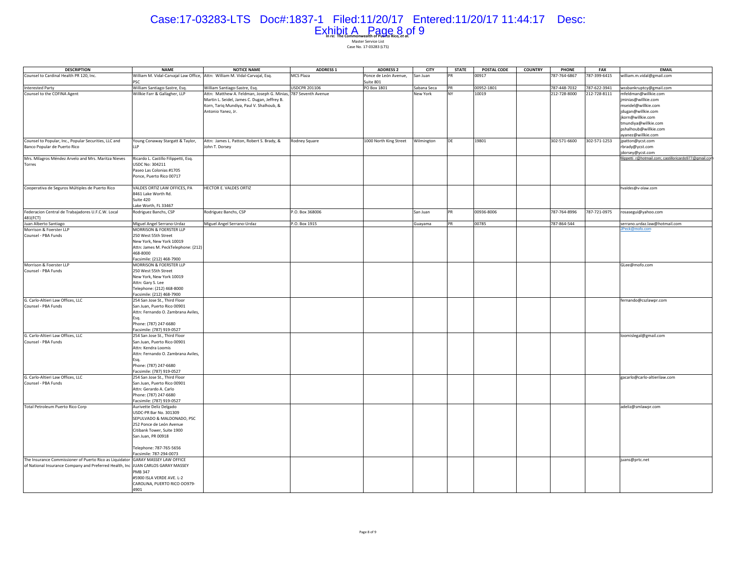**In re: The Commonwealth of Puerto Rico, *et al.***
Master Service List
Case No. 17-03283 (LTS)

| DESCRIPTION | NAME | NOTICE NAME | ADDRESS 1 | ADDRESS 2 | CITY | STATE | POSTAL CODE | COUNTRY | PHONE | FAX | EMAIL |
|---|---|---|---|---|---|---|---|---|---|---|---|
| Counsel to Cardinal Health PR 120, Inc. | William M. Vidal-Carvajal Law Office, PSC | Attn: William M. Vidal-Carvajal, Esq. | MCS Plaza | Ponce de León Avenue, Suite 801 | San Juan | PR | 00917 | | 787-764-6867 | 787-399-6415 | william.m.vidal@gmail.com |
| Interested Party | William Santiago-Sastre, Esq. | William Santiago-Sastre, Esq. | USDCPR 201106 | PO Box 1801 | Sabana Seca | PR | 00952-1801 | | 787-448-7032 | 787-622-3941 | wssbankruptcy@gmail.com |
| Counsel to the COFINA Agent | Willkie Farr & Gallagher, LLP | Attn: Matthew A. Feldman, Joseph G. Minias, Martin L. Seidel, James C. Dugan, Jeffrey B. Korn, Tariq Mundiya, Paul V. Shalhoub, & Antonio Yanez, Jr. | 787 Seventh Avenue | | New York | NY | 10019 | | 212-728-8000 | 212-728-8111 | mfeldman@willkie.com jminias@willkie.com mseidel@willkie.com jdugan@willkie.com jkorn@willkie.com tmundiya@willkie.com pshalhoub@willkie.com ayanez@willkie.com |
| Counsel to Popular, Inc., Popular Securities, LLC and Banco Popular de Puerto Rico | Young Conaway Stargatt & Taylor, LLP | Attn: James L. Patton, Robert S. Brady, & John T. Dorsey | Rodney Square | 1000 North King Street | Wilmington | DE | 19801 | | 302-571-6600 | 302-571-1253 | jpatton@ycst.com rbrady@ycst.com jdorsey@ycst.com |
| Mrs. Milagros Méndez Arvelo and Mrs. Maritza Nieves Torres | Ricardo L. Castillo Filippetti, Esq. USDC No: 304211 Paseo Las Colonias #1705 Ponce, Puerto Rico 00717 | | | | | | | | | | filippetti_r@hotmail.com; castilloricardo977@gmail.com |
| Cooperativa de Seguros Múltiples de Puerto Rico | VALDES ORTIZ LAW OFFICES, PA 8461 Lake Worth Rd. Suite 420 Lake Worth, FL 33467 | HECTOR E. VALDES ORTIZ | | | | | | | | | hvaldes@v-olaw.com |
| Federacion Central de Trabajadores U.F.C.W. Local 481(FCT) | Rodriguez Banchs, CSP | Rodriguez Banchs, CSP | P.O. Box 368006 | | San Juan | PR | 00936-8006 | | 787-764-8996 | 787-721-0975 | rosasegui@yahoo.com |
| Juan Alberto Santiago | Miguel Angel Serrano-Urdaz | Miguel Angel Serrano-Urdaz | P.O. Box 1915 | | Guayama | PR | 00785 | | 787-864-544 | | serrano.urdaz.law@hotmail.com |
| Morrison & Foerster LLP Counsel - PBA Funds | MORRISON & FOERSTER LLP 250 West 55th Street New York, New York 10019 Attn: James M. PeckTelephone: (212) 468-8000 Facsimile: (212) 468-7900 | | | | | | | | | | JPeck@mofo.com |
| Morrison & Foerster LLP Counsel - PBA Funds | MORRISON & FOERSTER LLP 250 West 55th Street New York, New York 10019 Attn: Gary S. Lee Telephone: (212) 468-8000 Facsimile: (212) 468-7900 | | | | | | | | | | GLee@mofo.com |
| G. Carlo-Altieri Law Offices, LLC Counsel - PBA Funds | 254 San Jose St., Third Floor San Juan, Puerto Rico 00901 Attn: Fernando O. Zambrana Aviles, Esq. Phone: (787) 247-6680 Facsimile: (787) 919-0527 | | | | | | | | | | fernando@cszlawpr.com |
| G. Carlo-Altieri Law Offices, LLC Counsel - PBA Funds | 254 San Jose St., Third Floor San Juan, Puerto Rico 00901 Attn: Kendra Loomis Attn: Fernando O. Zambrana Aviles, Esq. Phone: (787) 247-6680 Facsimile: (787) 919-0527 | | | | | | | | | | loomislegal@gmail.com |
| G. Carlo-Altieri Law Offices, LLC Counsel - PBA Funds | 254 San Jose St., Third Floor San Juan, Puerto Rico 00901 Attn: Gerardo A. Carlo Phone: (787) 247-6680 Facsimile: (787) 919-0527 | | | | | | | | | | gacarlo@carlo-altierilaw.com |
| Total Petroleum Puerto Rico Corp | Aurivette Deliz Delgado USDC-PR Bar No. 301309 SEPULVADO & MALDONADO, PSC 252 Ponce de León Avenue Citibank Tower, Suite 1900 San Juan, PR 00918 Telephone: 787-765-5656 Facsimile: 787-294-0073 | | | | | | | | | | adeliz@smlawpr.com |
| The Insurance Commissioner of Puerto Rico as Liquidator of National Insurance Company and Preferred Health, Inc | GARAY MASSEY LAW OFFICE JUAN CARLOS GARAY MASSEY PMB 347 #5900 ISLA VERDE AVE. L-2 CAROLINA, PUERTO RICO OO979-4901 | | | | | | | | | | juans@prtc.net |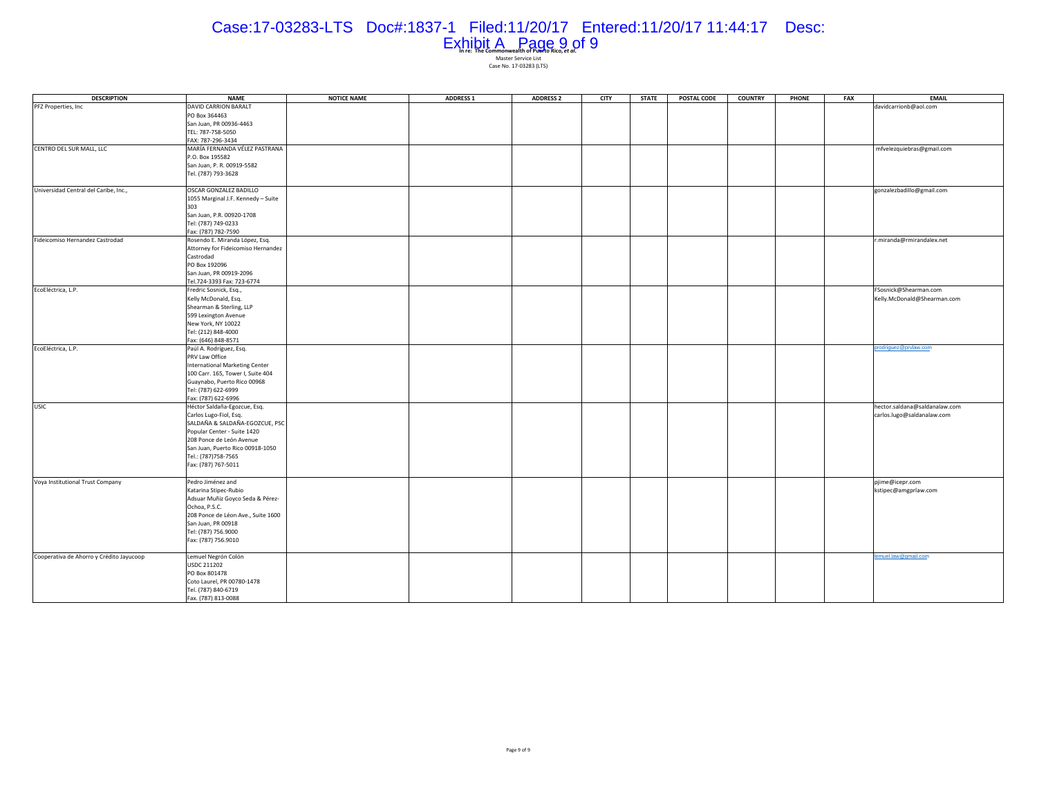In re: The Commonwealth of Puerto Rico, *et al.*
Master Service List
Case No. 17-03283 (LTS)

| DESCRIPTION | NAME | NOTICE NAME | ADDRESS 1 | ADDRESS 2 | CITY | STATE | POSTAL CODE | COUNTRY | PHONE | FAX | EMAIL |
|---|---|---|---|---|---|---|---|---|---|---|---|
| PFZ Properties, Inc | DAVID CARRION BARALT<br>PO Box 364463<br>San Juan, PR 00936-4463<br>TEL: 787-758-5050<br>FAX: 787-296-3434 | | | | | | | | | | davidcarrionb@aol.com |
| CENTRO DEL SUR MALL, LLC | MARÍA FERNANDA VÉLEZ PASTRANA<br>P.O. Box 195582<br>San Juan, P. R. 00919-5582<br>Tel. (787) 793-3628 | | | | | | | | | | mfvelezquiebras@gmail.com |
| Universidad Central del Caribe, Inc., | OSCAR GONZALEZ BADILLO<br>1055 Marginal J.F. Kennedy – Suite 303<br>San Juan, P.R. 00920-1708<br>Tel: (787) 749-0233<br>Fax: (787) 782-7590 | | | | | | | | | | gonzalezbadillo@gmail.com |
| Fideicomiso Hernandez Castrodad | Rosendo E. Miranda López, Esq.<br>Attorney for Fideicomiso Hernandez Castrodad<br>PO Box 192096<br>San Juan, PR 00919-2096<br>Tel.724-3393 Fax: 723-6774 | | | | | | | | | | r.miranda@rmirandalex.net |
| EcoEléctrica, L.P. | Fredric Sosnick, Esq.,<br>Kelly McDonald, Esq.<br>Shearman & Sterling, LLP<br>599 Lexington Avenue<br>New York, NY 10022<br>Tel: (212) 848-4000<br>Fax: (646) 848-8571 | | | | | | | | | | FSosnick@Shearman.com<br>Kelly.McDonald@Shearman.com |
| EcoEléctrica, L.P. | Paúl A. Rodríguez, Esq.<br>PRV Law Office<br>International Marketing Center<br>100 Carr. 165, Tower I, Suite 404<br>Guaynabo, Puerto Rico 00968<br>Tel: (787) 622-6999<br>Fax: (787) 622-6996 | | | | | | | | | | prodriguez@prvlaw.com |
| USIC | Héctor Saldaña-Egozcue, Esq.<br>Carlos Lugo-Fiol, Esq.<br>SALDAÑA & SALDAÑA-EGOZCUE, PSC<br>Popular Center - Suite 1420<br>208 Ponce de León Avenue<br>San Juan, Puerto Rico 00918-1050<br>Tel.: (787)758-7565<br>Fax: (787) 767-5011 | | | | | | | | | | hector.saldana@saldanalaw.com<br>carlos.lugo@saldanalaw.com |
| Voya Institutional Trust Company | Pedro Jiménez and<br>Katarina Stipec-Rubio<br>Adsuar Muñiz Goyco Seda & Pérez-Ochoa, P.S.C.<br>208 Ponce de Léon Ave., Suite 1600<br>San Juan, PR 00918<br>Tel: (787) 756.9000<br>Fax: (787) 756.9010 | | | | | | | | | | pjime@icepr.com<br>kstipec@amgprlaw.com |
| Cooperativa de Ahorro y Crédito Jayucoop | Lemuel Negrón Colón<br>USDC 211202<br>PO Box 801478<br>Coto Laurel, PR 00780-1478<br>Tel. (787) 840-6719<br>Fax. (787) 813-0088 | | | | | | | | | | lemuel.law@gmail.com |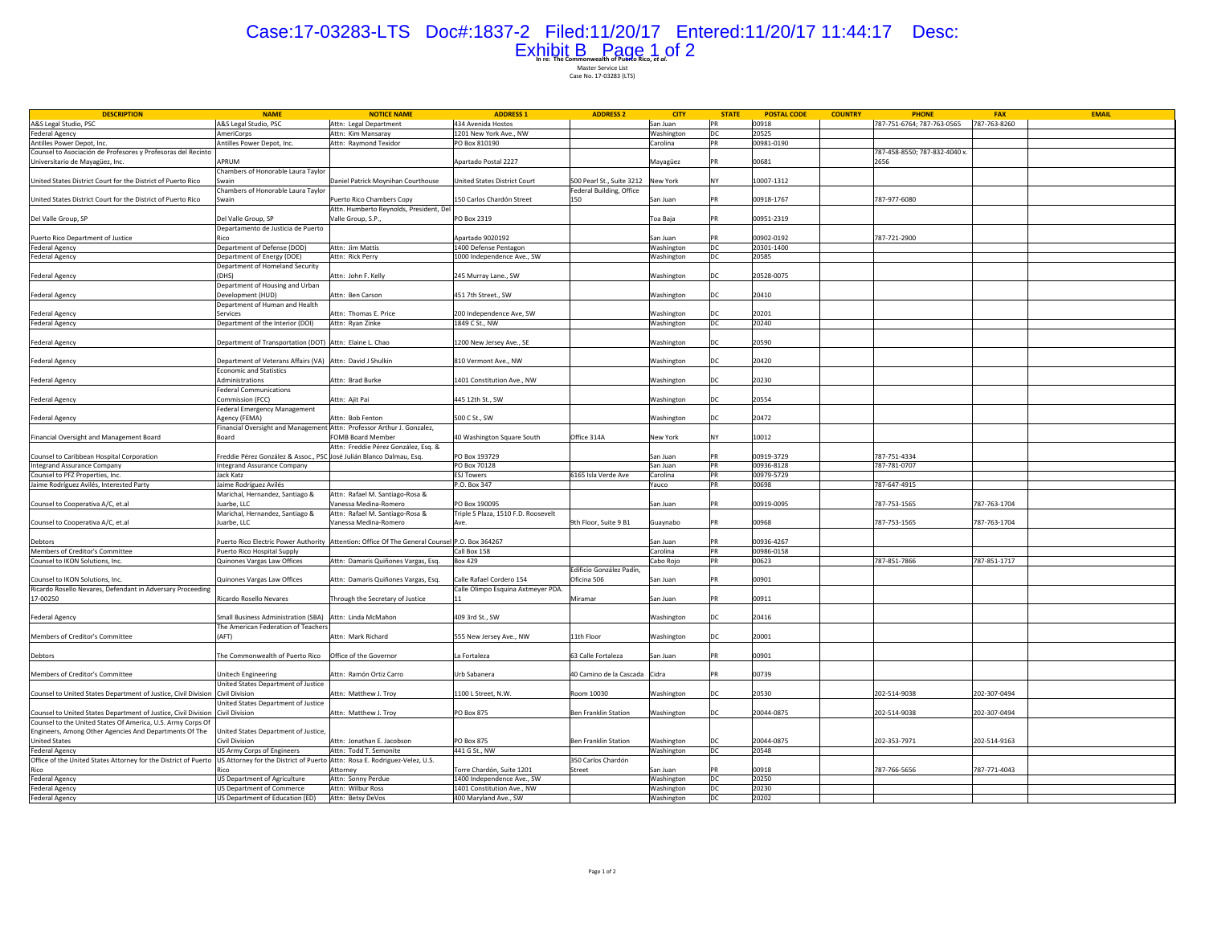In re: The Commonwealth of Puerto Rico, *et al.*
Master Service List
Case No. 17-03283 (LTS)

| DESCRIPTION | NAME | NOTICE NAME | ADDRESS 1 | ADDRESS 2 | CITY | STATE | POSTAL CODE | COUNTRY | PHONE | FAX | EMAIL |
|---|---|---|---|---|---|---|---|---|---|---|---|
| A&S Legal Studio, PSC | A&S Legal Studio, PSC | Attn: Legal Department | 434 Avenida Hostos | | San Juan | PR | 00918 | | 787-751-6764; 787-763-0565 | 787-763-8260 | |
| Federal Agency | AmeriCorps | Attn: Kim Mansaray | 1201 New York Ave., NW | | Washington | DC | 20525 | | | | |
| Antilles Power Depot, Inc. | Antilles Power Depot, Inc. | Attn: Raymond Texidor | PO Box 810190 | | Carolina | PR | 00981-0190 | | | | |
| Counsel to Asociación de Profesores y Profesoras del Recinto Universitario de Mayagüez, Inc. | APRUM | | Apartado Postal 2227 | | Mayagüez | PR | 00681 | | 787-458-8550; 787-832-4040 x. 2656 | | |
| United States District Court for the District of Puerto Rico | Chambers of Honorable Laura Taylor Swain | Daniel Patrick Moynihan Courthouse | United States District Court | 500 Pearl St., Suite 3212 | New York | NY | 10007-1312 | | | | |
| United States District Court for the District of Puerto Rico | Chambers of Honorable Laura Taylor Swain | Puerto Rico Chambers Copy | 150 Carlos Chardón Street | Federal Building, Office 150 | San Juan | PR | 00918-1767 | | 787-977-6080 | | |
| Del Valle Group, SP | Del Valle Group, SP | Attn. Humberto Reynolds, President, Del Valle Group, S.P., | PO Box 2319 | | Toa Baja | PR | 00951-2319 | | | | |
| Puerto Rico Department of Justice | Departamento de Justicia de Puerto Rico | | Apartado 9020192 | | San Juan | PR | 00902-0192 | | 787-721-2900 | | |
| Federal Agency | Department of Defense (DOD) | Attn: Jim Mattis | 1400 Defense Pentagon | | Washington | DC | 20301-1400 | | | | |
| Federal Agency | Department of Energy (DOE) | Attn: Rick Perry | 1000 Independence Ave., SW | | Washington | DC | 20585 | | | | |
| Federal Agency | Department of Homeland Security (DHS) | Attn: John F. Kelly | 245 Murray Lane., SW | | Washington | DC | 20528-0075 | | | | |
| Federal Agency | Department of Housing and Urban Development (HUD) | Attn: Ben Carson | 451 7th Street., SW | | Washington | DC | 20410 | | | | |
| Federal Agency | Department of Human and Health Services | Attn: Thomas E. Price | 200 Independence Ave, SW | | Washington | DC | 20201 | | | | |
| Federal Agency | Department of the Interior (DOI) | Attn: Ryan Zinke | 1849 C St., NW | | Washington | DC | 20240 | | | | |
| Federal Agency | Department of Transportation (DOT) | Attn: Elaine L. Chao | 1200 New Jersey Ave., SE | | Washington | DC | 20590 | | | | |
| Federal Agency | Department of Veterans Affairs (VA) | Attn: David J Shulkin | 810 Vermont Ave., NW | | Washington | DC | 20420 | | | | |
| Federal Agency | Economic and Statistics Administrations | Attn: Brad Burke | 1401 Constitution Ave., NW | | Washington | DC | 20230 | | | | |
| Federal Agency | Federal Communications Commission (FCC) | Attn: Ajit Pai | 445 12th St., SW | | Washington | DC | 20554 | | | | |
| Federal Agency | Federal Emergency Management Agency (FEMA) | Attn: Bob Fenton | 500 C St., SW | | Washington | DC | 20472 | | | | |
| Financial Oversight and Management Board | Financial Oversight and Management Board | Attn: Professor Arthur J. Gonzalez, FOMB Board Member | 40 Washington Square South | Office 314A | New York | NY | 10012 | | | | |
| Counsel to Caribbean Hospital Corporation | Freddie Pérez González & Assoc., PSC | Attn: Freddie Pérez González, Esq. & José Julián Blanco Dalmau, Esq. | PO Box 193729 | | San Juan | PR | 00919-3729 | | 787-751-4334 | | |
| Integrand Assurance Company | Integrand Assurance Company | | PO Box 70128 | | San Juan | PR | 00936-8128 | | 787-781-0707 | | |
| Counsel to PFZ Properties, Inc. | Jack Katz | | ESJ Towers | 6165 Isla Verde Ave | Carolina | PR | 00979-5729 | | | | |
| Jaime Rodríguez Avilés, Interested Party | Jaime Rodríguez Avilés | | P.O. Box 347 | | Yauco | PR | 00698 | | 787-647-4915 | | |
| Counsel to Cooperativa A/C, et.al | Marichal, Hernandez, Santiago & Juarbe, LLC | Attn: Rafael M. Santiago-Rosa & Vanessa Medina-Romero | PO Box 190095 | | San Juan | PR | 00919-0095 | | 787-753-1565 | 787-763-1704 | |
| Counsel to Cooperativa A/C, et.al | Marichal, Hernandez, Santiago & Juarbe, LLC | Attn: Rafael M. Santiago-Rosa & Vanessa Medina-Romero | Triple S Plaza, 1510 F.D. Roosevelt Ave. | 9th Floor, Suite 9 B1 | Guaynabo | PR | 00968 | | 787-753-1565 | 787-763-1704 | |
| Debtors | Puerto Rico Electric Power Authority | Attention: Office Of The General Counsel | P.O. Box 364267 | | San Juan | PR | 00936-4267 | | | | |
| Members of Creditor's Committee | Puerto Rico Hospital Supply | | Call Box 158 | | Carolina | PR | 00986-0158 | | | | |
| Counsel to IKON Solutions, Inc. | Quinones Vargas Law Offices | Attn: Damaris Quiñones Vargas, Esq. | Box 429 | | Cabo Rojo | PR | 00623 | | 787-851-7866 | 787-851-1717 | |
| Counsel to IKON Solutions, Inc. | Quinones Vargas Law Offices | Attn: Damaris Quiñones Vargas, Esq. | Calle Rafael Cordero 154 | Edificio González Padín, Oficina 506 | San Juan | PR | 00901 | | | | |
| Ricardo Rosello Nevares, Defendant in Adversary Proceeding 17-00250 | Ricardo Rosello Nevares | Through the Secretary of Justice | Calle Olimpo Esquina Axtmeyer PDA. 11 | Miramar | San Juan | PR | 00911 | | | | |
| Federal Agency | Small Business Administration (SBA) | Attn: Linda McMahon | 409 3rd St., SW | | Washington | DC | 20416 | | | | |
| Members of Creditor's Committee | The American Federation of Teachers (AFT) | Attn: Mark Richard | 555 New Jersey Ave., NW | 11th Floor | Washington | DC | 20001 | | | | |
| Debtors | The Commonwealth of Puerto Rico | Office of the Governor | La Fortaleza | 63 Calle Fortaleza | San Juan | PR | 00901 | | | | |
| Members of Creditor's Committee | Unitech Engineering | Attn: Ramón Ortiz Carro | Urb Sabanera | 40 Camino de la Cascada | Cidra | PR | 00739 | | | | |
| Counsel to United States Department of Justice, Civil Division | United States Department of Justice Civil Division | Attn: Matthew J. Troy | 1100 L Street, N.W. | Room 10030 | Washington | DC | 20530 | | 202-514-9038 | 202-307-0494 | |
| Counsel to United States Department of Justice, Civil Division | United States Department of Justice Civil Division | Attn: Matthew J. Troy | PO Box 875 | Ben Franklin Station | Washington | DC | 20044-0875 | | 202-514-9038 | 202-307-0494 | |
| Counsel to the United States Of America, U.S. Army Corps Of Engineers, Among Other Agencies And Departments Of The United States | United States Department of Justice, Civil Division | Attn: Jonathan E. Jacobson | PO Box 875 | Ben Franklin Station | Washington | DC | 20044-0875 | | 202-353-7971 | 202-514-9163 | |
| Federal Agency | US Army Corps of Engineers | Attn: Todd T. Semonite | 441 G St., NW | | Washington | DC | 20548 | | | | |
| Office of the United States Attorney for the District of Puerto Rico | US Attorney for the District of Puerto Rico | Attn: Rosa E. Rodriguez-Velez, U.S. Attorney | Torre Chardón, Suite 1201 | 350 Carlos Chardón Street | San Juan | PR | 00918 | | 787-766-5656 | 787-771-4043 | |
| Federal Agency | US Department of Agriculture | Attn: Sonny Perdue | 1400 Independence Ave., SW | | Washington | DC | 20250 | | | | |
| Federal Agency | US Department of Commerce | Attn: Wilbur Ross | 1401 Constitution Ave., NW | | Washington | DC | 20230 | | | | |
| Federal Agency | US Department of Education (ED) | Attn: Betsy DeVos | 400 Maryland Ave., SW | | Washington | DC | 20202 | | | | |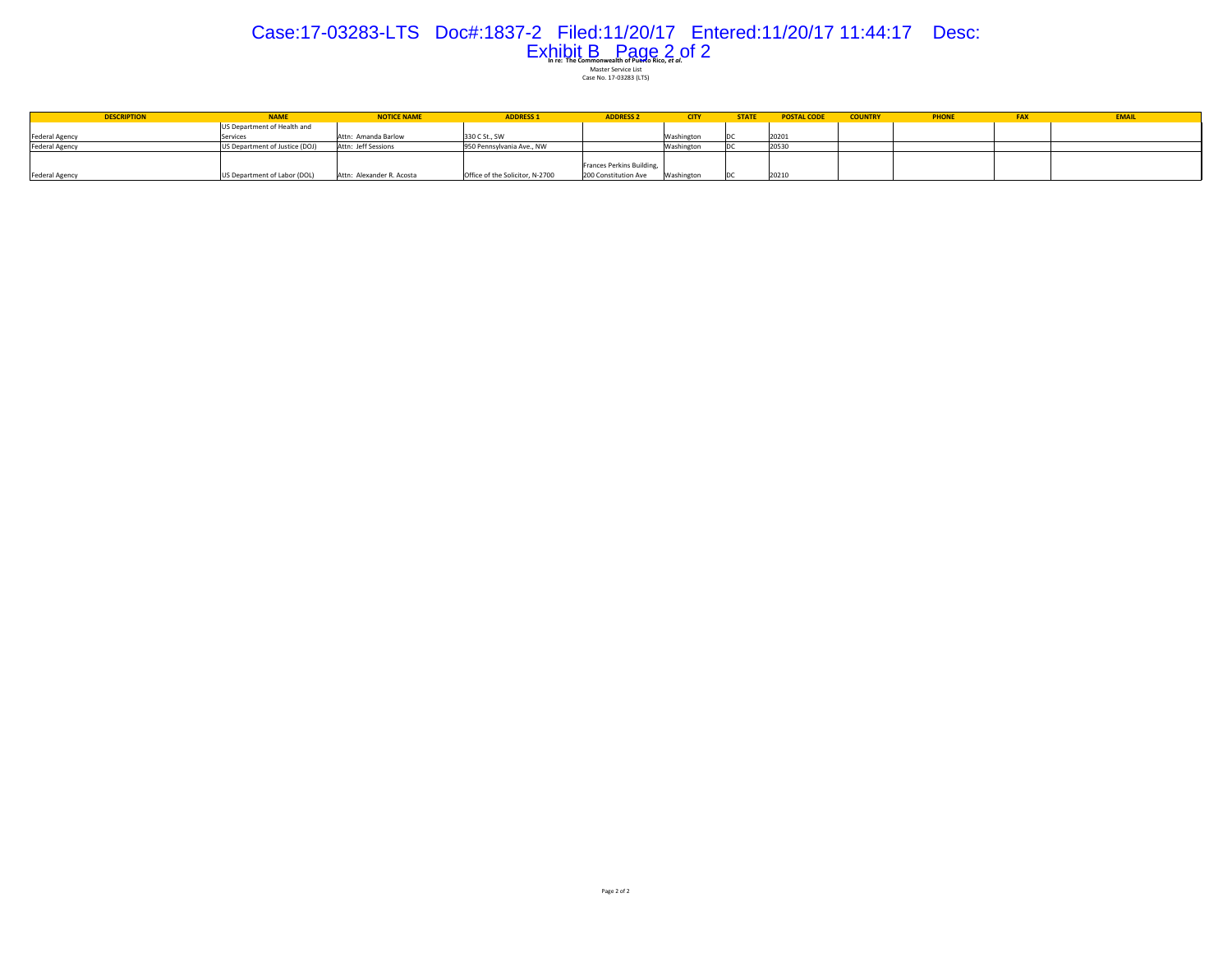**In re: The Commonwealth of Puerto Rico, *et al.***
Master Service List
Case No. 17-03283 (LTS)

| DESCRIPTION | NAME | NOTICE NAME | ADDRESS 1 | ADDRESS 2 | CITY | STATE | POSTAL CODE | COUNTRY | PHONE | FAX | EMAIL |
|---|---|---|---|---|---|---|---|---|---|---|---|
| Federal Agency | US Department of Health and Services | Attn: Amanda Barlow | 330 C St., SW | | Washington | DC | 20201 | | | | |
| Federal Agency | US Department of Justice (DOJ) | Attn: Jeff Sessions | 950 Pennsylvania Ave., NW | | Washington | DC | 20530 | | | | |
| Federal Agency | US Department of Labor (DOL) | Attn: Alexander R. Acosta | Office of the Solicitor, N-2700 | Frances Perkins Building, 200 Constitution Ave | Washington | DC | 20210 | | | | |